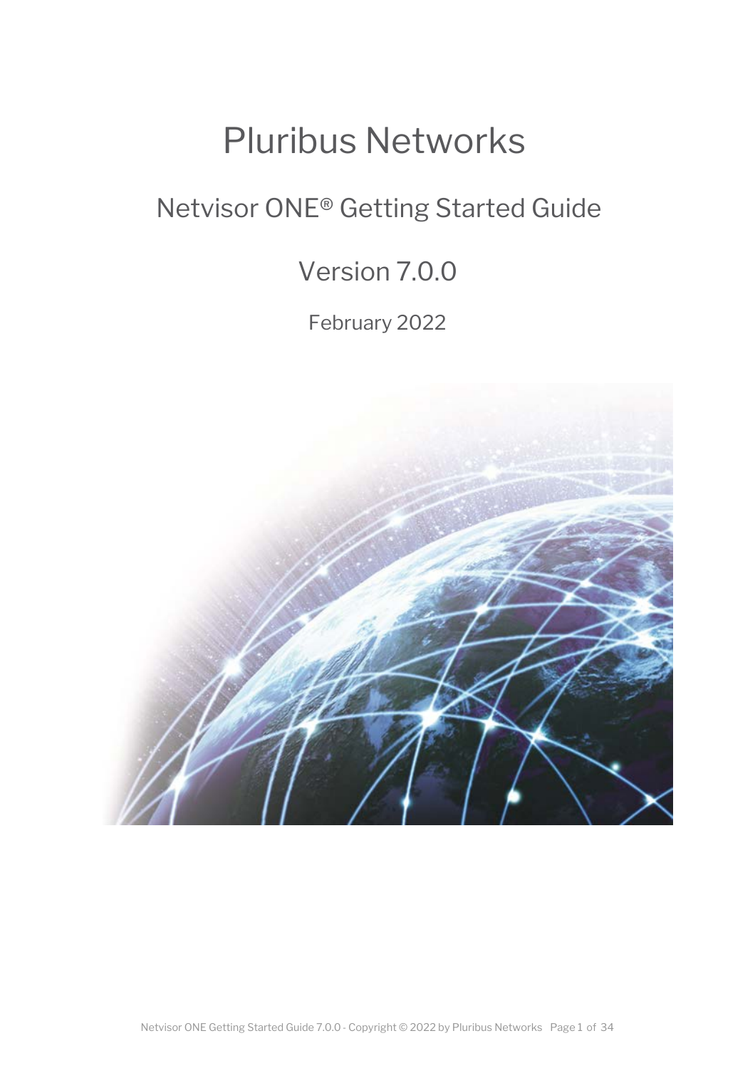# Pluribus Networks

## Netvisor ONE® Getting Started Guide

## Version 7.0.0

February 2022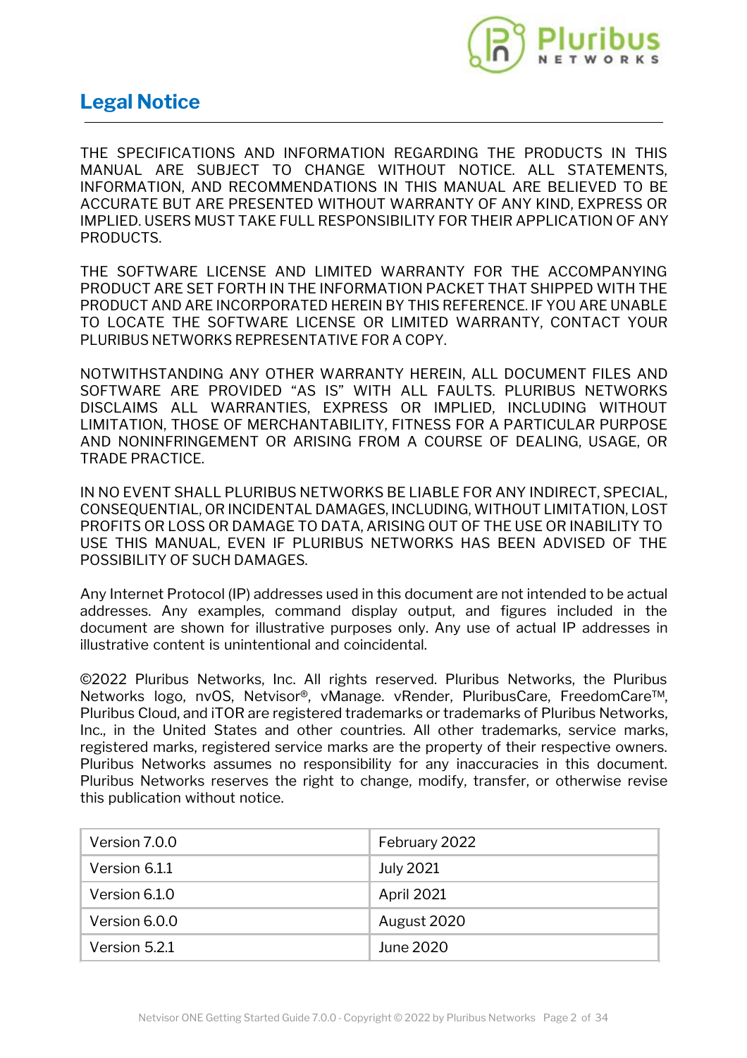# Legal Notice

THE SPECIFICATIONS AND INFORMATION REGARDING THE PRODUCTS IN THIS MANUAL ARE SUBJECT TO CHANGE WITHOUT NOTICE. ALL STATEMENTS, INFORMATION, AND RECOMMENDATIONS IN THIS MANUAL ARE BELIEVED TO BE ACCURATE BUT ARE PRESENTED WITHOUT WARRANTY OF ANY KIND, EXPRESS OR IMPLIED. USERS MUST TAKE FULL RESPONSIBILITY FOR THEIR APPLICATION OF ANY PRODUCTS.

THE SOFTWARE LICENSE AND LIMITED WARRANTY FOR THE ACCOMPANYING PRODUCT ARE SET FORTH IN THE INFORMATION PACKET THAT SHIPPED WITH THE PRODUCT AND ARE INCORPORATED HEREIN BY THIS REFERENCE. IF YOU ARE UNABLE TO LOCATE THE SOFTWARE LICENSE OR LIMITED WARRANTY, CONTACT YOUR PLURIBUS NETWORKS REPRESENTATIVE FOR A COPY.

NOTWITHSTANDING ANY OTHER WARRANTY HEREIN, ALL DOCUMENT FILES AND SOFTWARE ARE PROVIDED "AS IS" WITH ALL FAULTS. PLURIBUS NETWORKS DISCLAIMS ALL WARRANTIES, EXPRESS OR IMPLIED, INCLUDING WITHOUT LIMITATION, THOSE OF MERCHANTABILITY, FITNESS FOR A PARTICULAR PURPOSE AND NONINFRINGEMENT OR ARISING FROM A COURSE OF DEALING, USAGE, OR TRADE PRACTICE.

IN NO EVENT SHALL PLURIBUS NETWORKS BE LIABLE FOR ANY INDIRECT, SPECIAL, CONSEQUENTIAL, OR INCIDENTAL DAMAGES, INCLUDING, WITHOUT LIMITATION, LOST PROFITS OR LOSS OR DAMAGE TO DATA, ARISING OUT OF THE USE OR INABILITY TO USE THIS MANUAL, EVEN IF PLURIBUS NETWORKS HAS BEEN ADVISED OF THE POSSIBILITY OF SUCH DAMAGES.

Any Internet Protocol (IP) addresses used in this document are not intended to be actual addresses. Any examples, command display output, and figures included in the document are shown for illustrative purposes only. Any use of actual IP addresses in illustrative content is unintentional and coincidental.

©2022 Pluribus Networks, Inc. All rights reserved. Pluribus Networks, the Pluribus Networks logo, nvOS, Netvisor®, vManage. vRender, PluribusCare, FreedomCare™, Pluribus Cloud, and iTOR are registered trademarks or trademarks of Pluribus Networks, Inc., in the United States and other countries. All other trademarks, service marks, registered marks, registered service marks are the property of their respective owners. Pluribus Networks assumes no responsibility for any inaccuracies in this document. Pluribus Networks reserves the right to change, modify, transfer, or otherwise revise this publication without notice.

| | |
|---|---|
| Version 7.0.0 | February 2022 |
| Version 6.1.1 | July 2021 |
| Version 6.1.0 | April 2021 |
| Version 6.0.0 | August 2020 |
| Version 5.2.1 | June 2020 |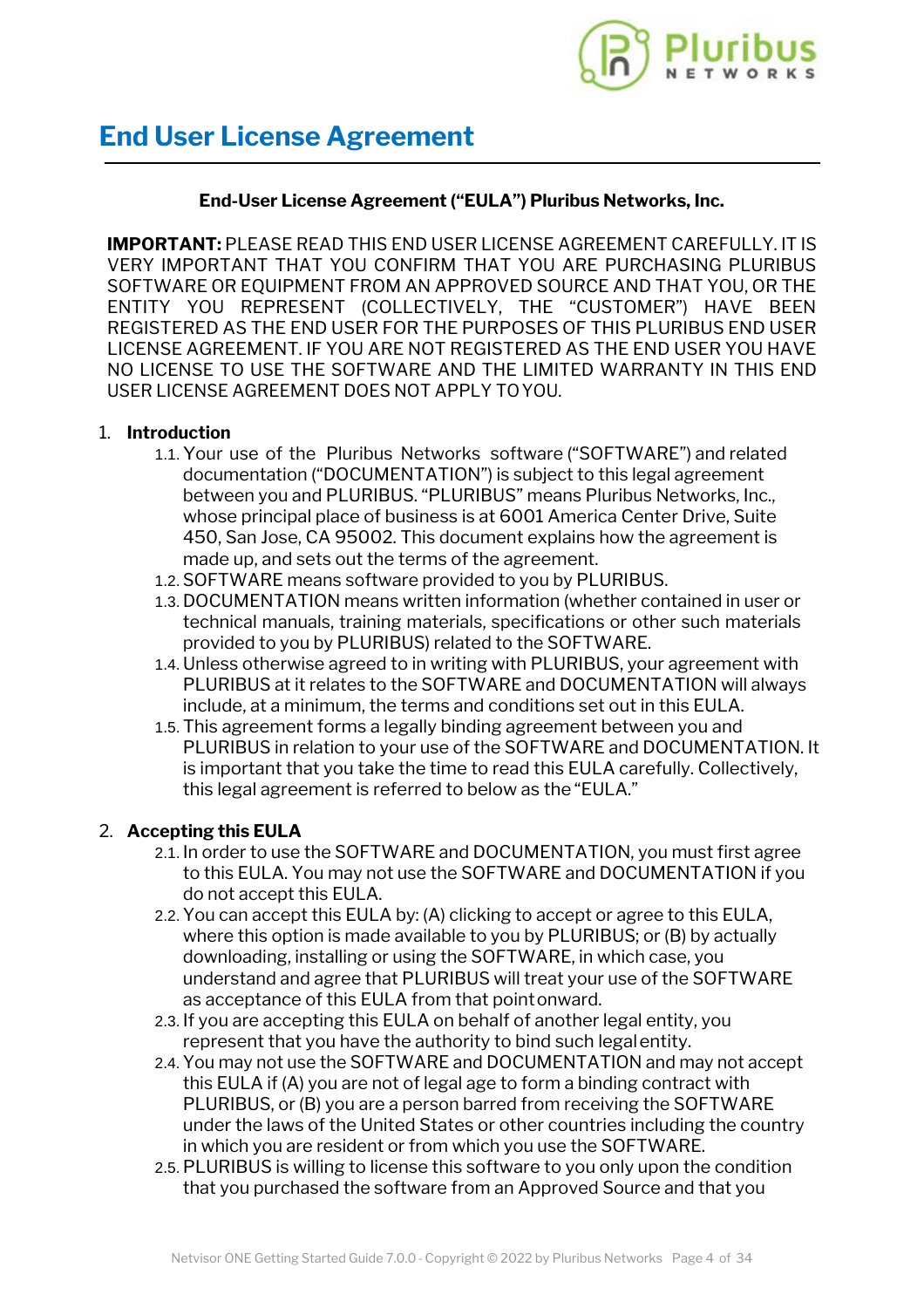# End User License Agreement

**End-User License Agreement ("EULA") Pluribus Networks, Inc.**

**IMPORTANT:** PLEASE READ THIS END USER LICENSE AGREEMENT CAREFULLY. IT IS VERY IMPORTANT THAT YOU CONFIRM THAT YOU ARE PURCHASING PLURIBUS SOFTWARE OR EQUIPMENT FROM AN APPROVED SOURCE AND THAT YOU, OR THE ENTITY YOU REPRESENT (COLLECTIVELY, THE "CUSTOMER") HAVE BEEN REGISTERED AS THE END USER FOR THE PURPOSES OF THIS PLURIBUS END USER LICENSE AGREEMENT. IF YOU ARE NOT REGISTERED AS THE END USER YOU HAVE NO LICENSE TO USE THE SOFTWARE AND THE LIMITED WARRANTY IN THIS END USER LICENSE AGREEMENT DOES NOT APPLY TO YOU.

1. **Introduction**
   1.1. Your use of the Pluribus Networks software ("SOFTWARE") and related documentation ("DOCUMENTATION") is subject to this legal agreement between you and PLURIBUS. "PLURIBUS" means Pluribus Networks, Inc., whose principal place of business is at 6001 America Center Drive, Suite 450, San Jose, CA 95002. This document explains how the agreement is made up, and sets out the terms of the agreement.
   1.2. SOFTWARE means software provided to you by PLURIBUS.
   1.3. DOCUMENTATION means written information (whether contained in user or technical manuals, training materials, specifications or other such materials provided to you by PLURIBUS) related to the SOFTWARE.
   1.4. Unless otherwise agreed to in writing with PLURIBUS, your agreement with PLURIBUS at it relates to the SOFTWARE and DOCUMENTATION will always include, at a minimum, the terms and conditions set out in this EULA.
   1.5. This agreement forms a legally binding agreement between you and PLURIBUS in relation to your use of the SOFTWARE and DOCUMENTATION. It is important that you take the time to read this EULA carefully. Collectively, this legal agreement is referred to below as the "EULA."

2. **Accepting this EULA**
   2.1. In order to use the SOFTWARE and DOCUMENTATION, you must first agree to this EULA. You may not use the SOFTWARE and DOCUMENTATION if you do not accept this EULA.
   2.2. You can accept this EULA by: (A) clicking to accept or agree to this EULA, where this option is made available to you by PLURIBUS; or (B) by actually downloading, installing or using the SOFTWARE, in which case, you understand and agree that PLURIBUS will treat your use of the SOFTWARE as acceptance of this EULA from that point onward.
   2.3. If you are accepting this EULA on behalf of another legal entity, you represent that you have the authority to bind such legal entity.
   2.4. You may not use the SOFTWARE and DOCUMENTATION and may not accept this EULA if (A) you are not of legal age to form a binding contract with PLURIBUS, or (B) you are a person barred from receiving the SOFTWARE under the laws of the United States or other countries including the country in which you are resident or from which you use the SOFTWARE.
   2.5. PLURIBUS is willing to license this software to you only upon the condition that you purchased the software from an Approved Source and that you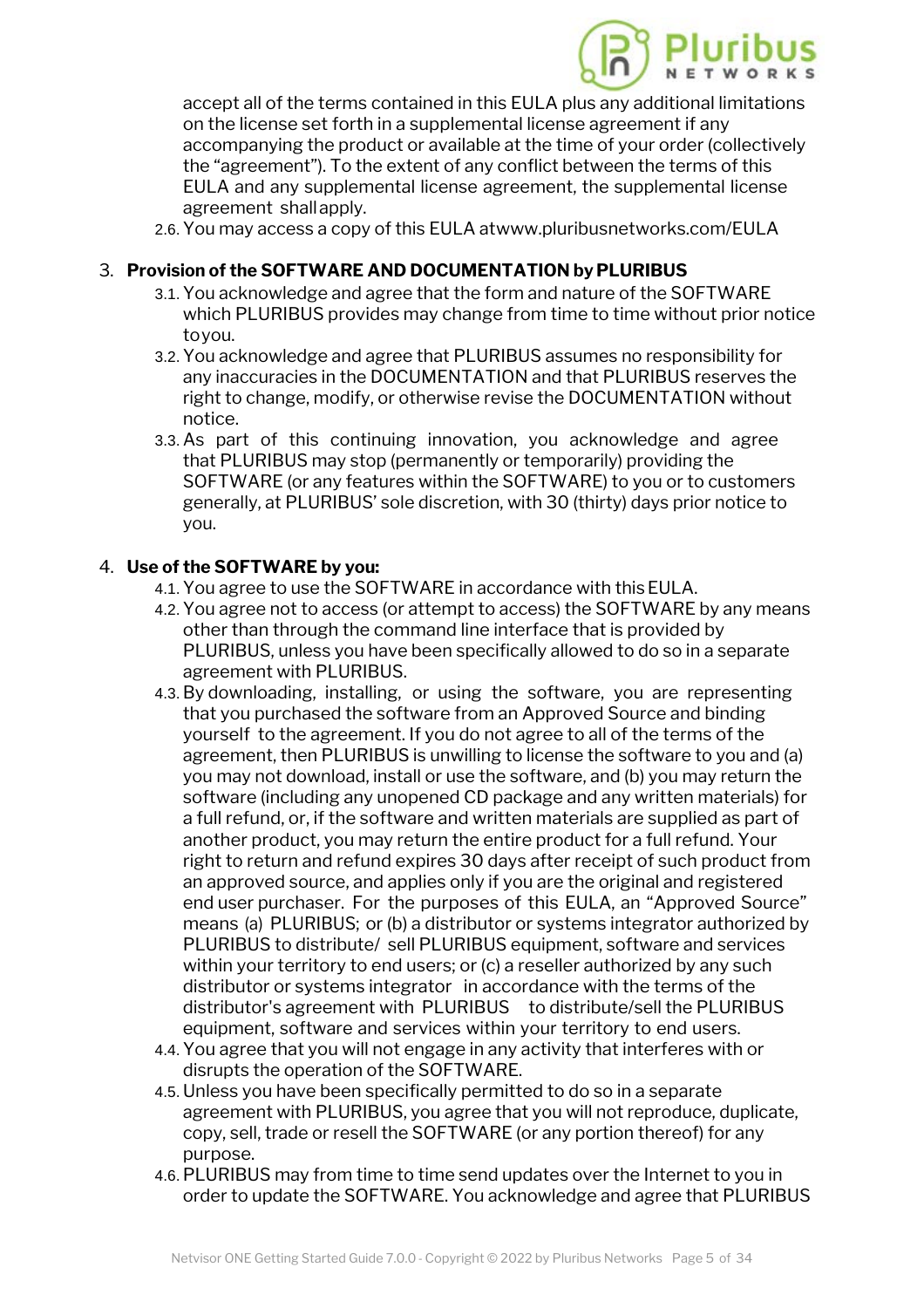accept all of the terms contained in this EULA plus any additional limitations on the license set forth in a supplemental license agreement if any accompanying the product or available at the time of your order (collectively the "agreement"). To the extent of any conflict between the terms of this EULA and any supplemental license agreement, the supplemental license agreement shall apply.

2.6. You may access a copy of this EULA atwww.pluribusnetworks.com/EULA

## 3. Provision of the SOFTWARE AND DOCUMENTATION by PLURIBUS

3.1. You acknowledge and agree that the form and nature of the SOFTWARE which PLURIBUS provides may change from time to time without prior notice toyou.

3.2. You acknowledge and agree that PLURIBUS assumes no responsibility for any inaccuracies in the DOCUMENTATION and that PLURIBUS reserves the right to change, modify, or otherwise revise the DOCUMENTATION without notice.

3.3. As part of this continuing innovation, you acknowledge and agree that PLURIBUS may stop (permanently or temporarily) providing the SOFTWARE (or any features within the SOFTWARE) to you or to customers generally, at PLURIBUS' sole discretion, with 30 (thirty) days prior notice to you.

## 4. Use of the SOFTWARE by you:

4.1. You agree to use the SOFTWARE in accordance with this EULA.

4.2. You agree not to access (or attempt to access) the SOFTWARE by any means other than through the command line interface that is provided by PLURIBUS, unless you have been specifically allowed to do so in a separate agreement with PLURIBUS.

4.3. By downloading, installing, or using the software, you are representing that you purchased the software from an Approved Source and binding yourself to the agreement. If you do not agree to all of the terms of the agreement, then PLURIBUS is unwilling to license the software to you and (a) you may not download, install or use the software, and (b) you may return the software (including any unopened CD package and any written materials) for a full refund, or, if the software and written materials are supplied as part of another product, you may return the entire product for a full refund. Your right to return and refund expires 30 days after receipt of such product from an approved source, and applies only if you are the original and registered end user purchaser. For the purposes of this EULA, an "Approved Source" means (a) PLURIBUS; or (b) a distributor or systems integrator authorized by PLURIBUS to distribute/ sell PLURIBUS equipment, software and services within your territory to end users; or (c) a reseller authorized by any such distributor or systems integrator in accordance with the terms of the distributor's agreement with PLURIBUS to distribute/sell the PLURIBUS equipment, software and services within your territory to end users.

4.4. You agree that you will not engage in any activity that interferes with or disrupts the operation of the SOFTWARE.

4.5. Unless you have been specifically permitted to do so in a separate agreement with PLURIBUS, you agree that you will not reproduce, duplicate, copy, sell, trade or resell the SOFTWARE (or any portion thereof) for any purpose.

4.6. PLURIBUS may from time to time send updates over the Internet to you in order to update the SOFTWARE. You acknowledge and agree that PLURIBUS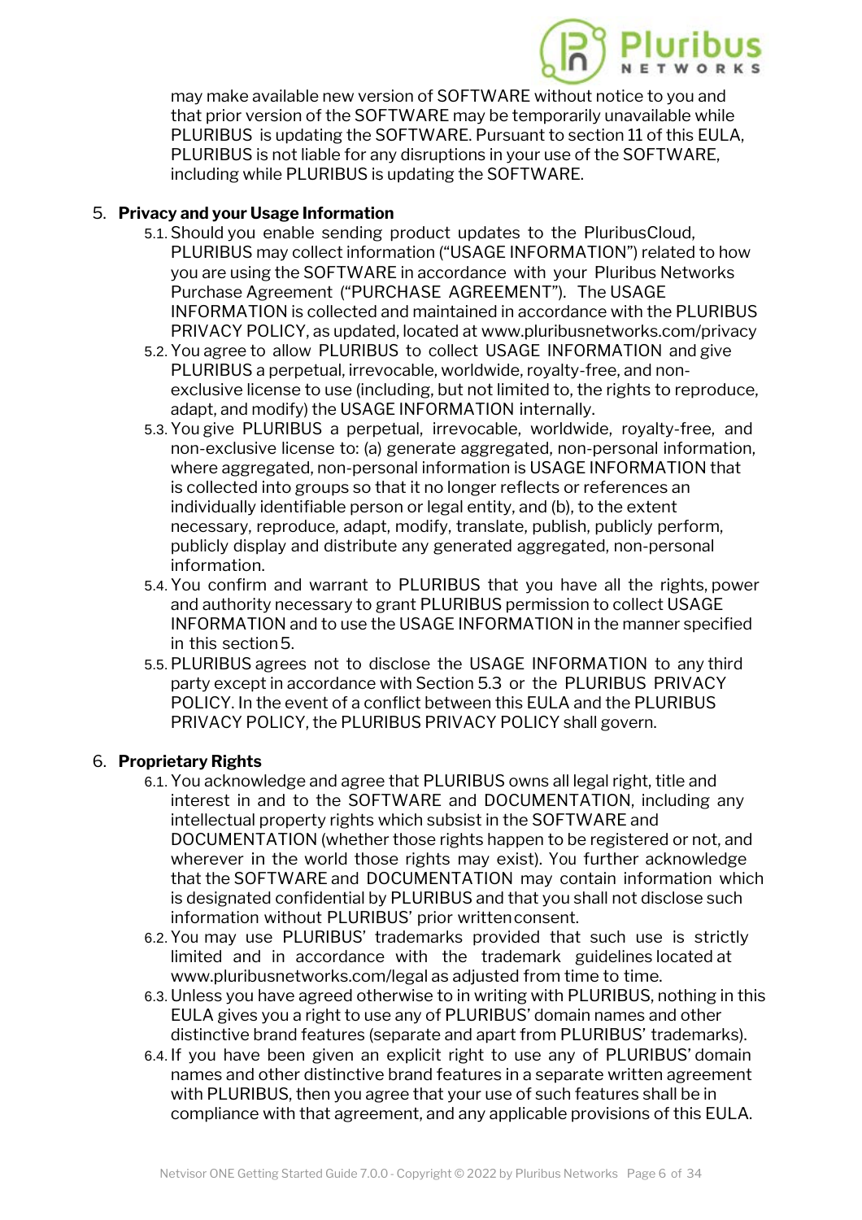may make available new version of SOFTWARE without notice to you and that prior version of the SOFTWARE may be temporarily unavailable while PLURIBUS is updating the SOFTWARE. Pursuant to section 11 of this EULA, PLURIBUS is not liable for any disruptions in your use of the SOFTWARE, including while PLURIBUS is updating the SOFTWARE.

5. **Privacy and your Usage Information**
   - 5.1. Should you enable sending product updates to the PluribusCloud, PLURIBUS may collect information (“USAGE INFORMATION”) related to how you are using the SOFTWARE in accordance with your Pluribus Networks Purchase Agreement (“PURCHASE AGREEMENT”). The USAGE INFORMATION is collected and maintained in accordance with the PLURIBUS PRIVACY POLICY, as updated, located at www.pluribusnetworks.com/privacy
   - 5.2. You agree to allow PLURIBUS to collect USAGE INFORMATION and give PLURIBUS a perpetual, irrevocable, worldwide, royalty-free, and non-exclusive license to use (including, but not limited to, the rights to reproduce, adapt, and modify) the USAGE INFORMATION internally.
   - 5.3. You give PLURIBUS a perpetual, irrevocable, worldwide, royalty-free, and non-exclusive license to: (a) generate aggregated, non-personal information, where aggregated, non-personal information is USAGE INFORMATION that is collected into groups so that it no longer reflects or references an individually identifiable person or legal entity, and (b), to the extent necessary, reproduce, adapt, modify, translate, publish, publicly perform, publicly display and distribute any generated aggregated, non-personal information.
   - 5.4. You confirm and warrant to PLURIBUS that you have all the rights, power and authority necessary to grant PLURIBUS permission to collect USAGE INFORMATION and to use the USAGE INFORMATION in the manner specified in this section 5.
   - 5.5. PLURIBUS agrees not to disclose the USAGE INFORMATION to any third party except in accordance with Section 5.3 or the PLURIBUS PRIVACY POLICY. In the event of a conflict between this EULA and the PLURIBUS PRIVACY POLICY, the PLURIBUS PRIVACY POLICY shall govern.

6. **Proprietary Rights**
   - 6.1. You acknowledge and agree that PLURIBUS owns all legal right, title and interest in and to the SOFTWARE and DOCUMENTATION, including any intellectual property rights which subsist in the SOFTWARE and DOCUMENTATION (whether those rights happen to be registered or not, and wherever in the world those rights may exist). You further acknowledge that the SOFTWARE and DOCUMENTATION may contain information which is designated confidential by PLURIBUS and that you shall not disclose such information without PLURIBUS’ prior written consent.
   - 6.2. You may use PLURIBUS’ trademarks provided that such use is strictly limited and in accordance with the trademark guidelines located at www.pluribusnetworks.com/legal as adjusted from time to time.
   - 6.3. Unless you have agreed otherwise to in writing with PLURIBUS, nothing in this EULA gives you a right to use any of PLURIBUS’ domain names and other distinctive brand features (separate and apart from PLURIBUS’ trademarks).
   - 6.4. If you have been given an explicit right to use any of PLURIBUS’ domain names and other distinctive brand features in a separate written agreement with PLURIBUS, then you agree that your use of such features shall be in compliance with that agreement, and any applicable provisions of this EULA.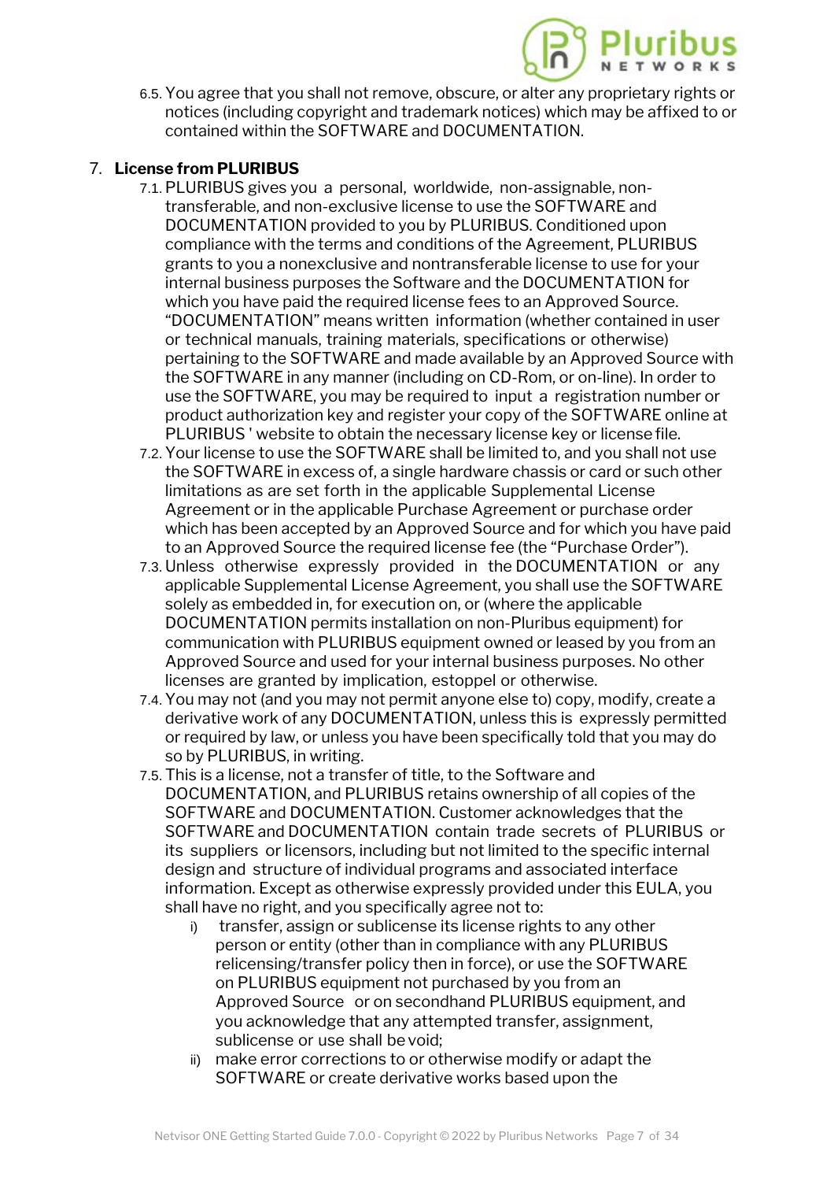6.5. You agree that you shall not remove, obscure, or alter any proprietary rights or notices (including copyright and trademark notices) which may be affixed to or contained within the SOFTWARE and DOCUMENTATION.

## 7. License from PLURIBUS

7.1. PLURIBUS gives you a personal, worldwide, non-assignable, non-transferable, and non-exclusive license to use the SOFTWARE and DOCUMENTATION provided to you by PLURIBUS. Conditioned upon compliance with the terms and conditions of the Agreement, PLURIBUS grants to you a nonexclusive and nontransferable license to use for your internal business purposes the Software and the DOCUMENTATION for which you have paid the required license fees to an Approved Source. "DOCUMENTATION" means written information (whether contained in user or technical manuals, training materials, specifications or otherwise) pertaining to the SOFTWARE and made available by an Approved Source with the SOFTWARE in any manner (including on CD-Rom, or on-line). In order to use the SOFTWARE, you may be required to input a registration number or product authorization key and register your copy of the SOFTWARE online at PLURIBUS ' website to obtain the necessary license key or license file.

7.2. Your license to use the SOFTWARE shall be limited to, and you shall not use the SOFTWARE in excess of, a single hardware chassis or card or such other limitations as are set forth in the applicable Supplemental License Agreement or in the applicable Purchase Agreement or purchase order which has been accepted by an Approved Source and for which you have paid to an Approved Source the required license fee (the "Purchase Order").

7.3. Unless otherwise expressly provided in the DOCUMENTATION or any applicable Supplemental License Agreement, you shall use the SOFTWARE solely as embedded in, for execution on, or (where the applicable DOCUMENTATION permits installation on non-Pluribus equipment) for communication with PLURIBUS equipment owned or leased by you from an Approved Source and used for your internal business purposes. No other licenses are granted by implication, estoppel or otherwise.

7.4. You may not (and you may not permit anyone else to) copy, modify, create a derivative work of any DOCUMENTATION, unless this is expressly permitted or required by law, or unless you have been specifically told that you may do so by PLURIBUS, in writing.

7.5. This is a license, not a transfer of title, to the Software and DOCUMENTATION, and PLURIBUS retains ownership of all copies of the SOFTWARE and DOCUMENTATION. Customer acknowledges that the SOFTWARE and DOCUMENTATION contain trade secrets of PLURIBUS or its suppliers or licensors, including but not limited to the specific internal design and structure of individual programs and associated interface information. Except as otherwise expressly provided under this EULA, you shall have no right, and you specifically agree not to:

i) transfer, assign or sublicense its license rights to any other person or entity (other than in compliance with any PLURIBUS relicensing/transfer policy then in force), or use the SOFTWARE on PLURIBUS equipment not purchased by you from an Approved Source or on secondhand PLURIBUS equipment, and you acknowledge that any attempted transfer, assignment, sublicense or use shall be void;

ii) make error corrections to or otherwise modify or adapt the SOFTWARE or create derivative works based upon the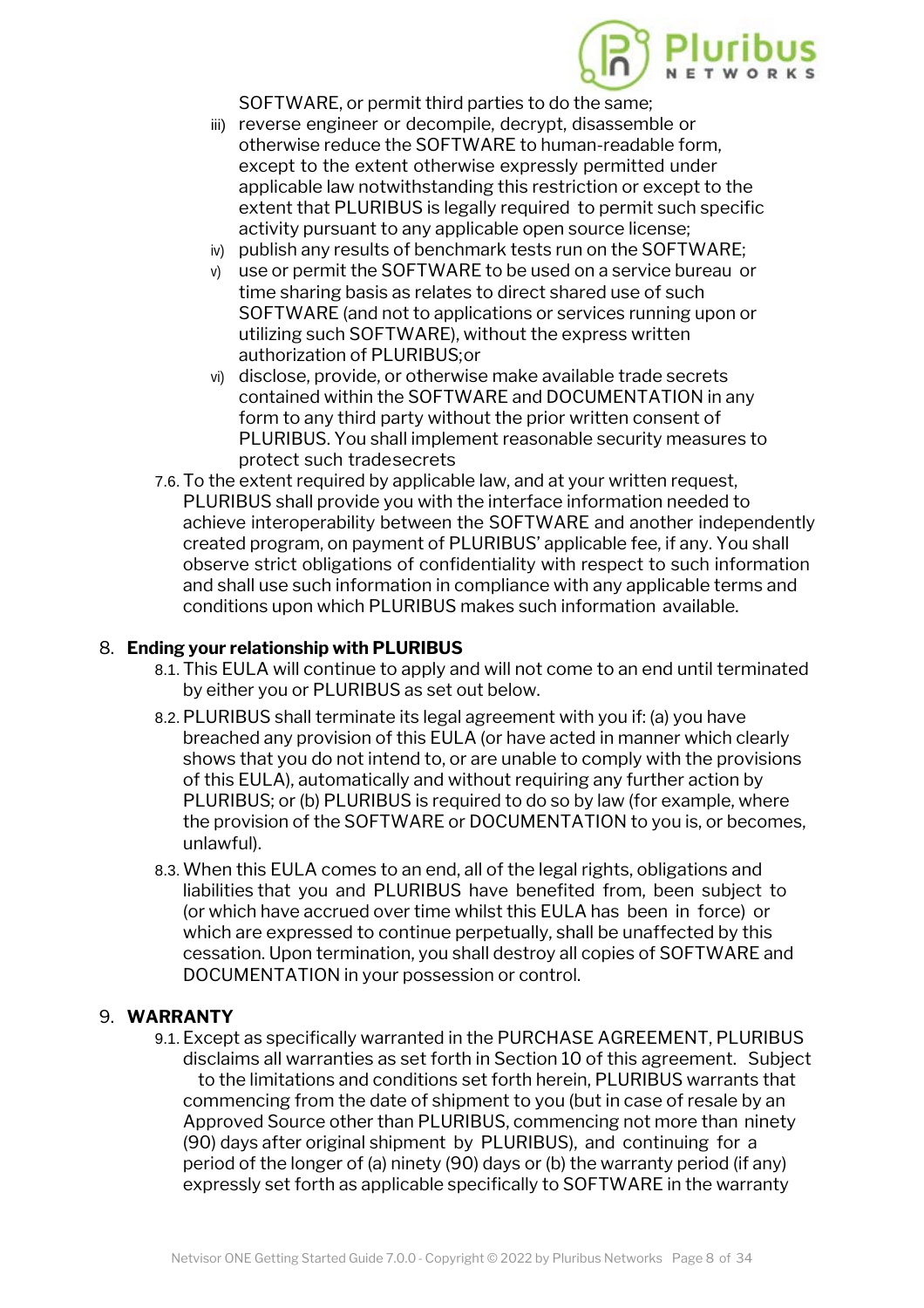SOFTWARE, or permit third parties to do the same;

iii) reverse engineer or decompile, decrypt, disassemble or otherwise reduce the SOFTWARE to human-readable form, except to the extent otherwise expressly permitted under applicable law notwithstanding this restriction or except to the extent that PLURIBUS is legally required to permit such specific activity pursuant to any applicable open source license;

iv) publish any results of benchmark tests run on the SOFTWARE;

v) use or permit the SOFTWARE to be used on a service bureau or time sharing basis as relates to direct shared use of such SOFTWARE (and not to applications or services running upon or utilizing such SOFTWARE), without the express written authorization of PLURIBUS;or

vi) disclose, provide, or otherwise make available trade secrets contained within the SOFTWARE and DOCUMENTATION in any form to any third party without the prior written consent of PLURIBUS. You shall implement reasonable security measures to protect such tradesecrets

7.6. To the extent required by applicable law, and at your written request, PLURIBUS shall provide you with the interface information needed to achieve interoperability between the SOFTWARE and another independently created program, on payment of PLURIBUS' applicable fee, if any. You shall observe strict obligations of confidentiality with respect to such information and shall use such information in compliance with any applicable terms and conditions upon which PLURIBUS makes such information available.

## 8. Ending your relationship with PLURIBUS

8.1. This EULA will continue to apply and will not come to an end until terminated by either you or PLURIBUS as set out below.

8.2. PLURIBUS shall terminate its legal agreement with you if: (a) you have breached any provision of this EULA (or have acted in manner which clearly shows that you do not intend to, or are unable to comply with the provisions of this EULA), automatically and without requiring any further action by PLURIBUS; or (b) PLURIBUS is required to do so by law (for example, where the provision of the SOFTWARE or DOCUMENTATION to you is, or becomes, unlawful).

8.3. When this EULA comes to an end, all of the legal rights, obligations and liabilities that you and PLURIBUS have benefited from, been subject to (or which have accrued over time whilst this EULA has been in force) or which are expressed to continue perpetually, shall be unaffected by this cessation. Upon termination, you shall destroy all copies of SOFTWARE and DOCUMENTATION in your possession or control.

## 9. WARRANTY

9.1. Except as specifically warranted in the PURCHASE AGREEMENT, PLURIBUS disclaims all warranties as set forth in Section 10 of this agreement. Subject to the limitations and conditions set forth herein, PLURIBUS warrants that commencing from the date of shipment to you (but in case of resale by an Approved Source other than PLURIBUS, commencing not more than ninety (90) days after original shipment by PLURIBUS), and continuing for a period of the longer of (a) ninety (90) days or (b) the warranty period (if any) expressly set forth as applicable specifically to SOFTWARE in the warranty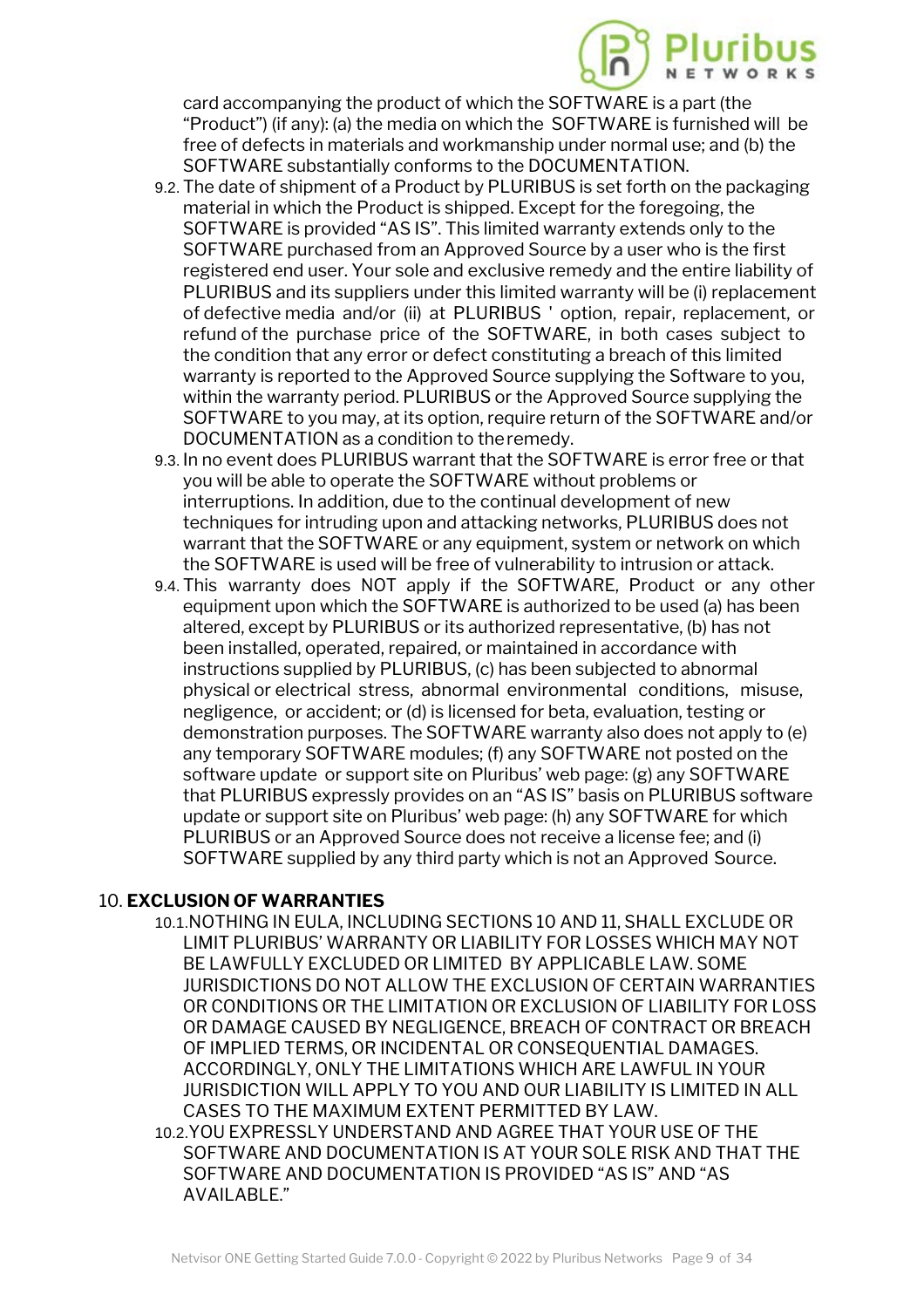card accompanying the product of which the SOFTWARE is a part (the "Product") (if any): (a) the media on which the SOFTWARE is furnished will be free of defects in materials and workmanship under normal use; and (b) the SOFTWARE substantially conforms to the DOCUMENTATION.

9.2. The date of shipment of a Product by PLURIBUS is set forth on the packaging material in which the Product is shipped. Except for the foregoing, the SOFTWARE is provided "AS IS". This limited warranty extends only to the SOFTWARE purchased from an Approved Source by a user who is the first registered end user. Your sole and exclusive remedy and the entire liability of PLURIBUS and its suppliers under this limited warranty will be (i) replacement of defective media and/or (ii) at PLURIBUS ' option, repair, replacement, or refund of the purchase price of the SOFTWARE, in both cases subject to the condition that any error or defect constituting a breach of this limited warranty is reported to the Approved Source supplying the Software to you, within the warranty period. PLURIBUS or the Approved Source supplying the SOFTWARE to you may, at its option, require return of the SOFTWARE and/or DOCUMENTATION as a condition to the remedy.

9.3. In no event does PLURIBUS warrant that the SOFTWARE is error free or that you will be able to operate the SOFTWARE without problems or interruptions. In addition, due to the continual development of new techniques for intruding upon and attacking networks, PLURIBUS does not warrant that the SOFTWARE or any equipment, system or network on which the SOFTWARE is used will be free of vulnerability to intrusion or attack.

9.4. This warranty does NOT apply if the SOFTWARE, Product or any other equipment upon which the SOFTWARE is authorized to be used (a) has been altered, except by PLURIBUS or its authorized representative, (b) has not been installed, operated, repaired, or maintained in accordance with instructions supplied by PLURIBUS, (c) has been subjected to abnormal physical or electrical stress, abnormal environmental conditions, misuse, negligence, or accident; or (d) is licensed for beta, evaluation, testing or demonstration purposes. The SOFTWARE warranty also does not apply to (e) any temporary SOFTWARE modules; (f) any SOFTWARE not posted on the software update or support site on Pluribus' web page: (g) any SOFTWARE that PLURIBUS expressly provides on an "AS IS" basis on PLURIBUS software update or support site on Pluribus' web page: (h) any SOFTWARE for which PLURIBUS or an Approved Source does not receive a license fee; and (i) SOFTWARE supplied by any third party which is not an Approved Source.

## 10. EXCLUSION OF WARRANTIES

10.1. NOTHING IN EULA, INCLUDING SECTIONS 10 AND 11, SHALL EXCLUDE OR LIMIT PLURIBUS' WARRANTY OR LIABILITY FOR LOSSES WHICH MAY NOT BE LAWFULLY EXCLUDED OR LIMITED BY APPLICABLE LAW. SOME JURISDICTIONS DO NOT ALLOW THE EXCLUSION OF CERTAIN WARRANTIES OR CONDITIONS OR THE LIMITATION OR EXCLUSION OF LIABILITY FOR LOSS OR DAMAGE CAUSED BY NEGLIGENCE, BREACH OF CONTRACT OR BREACH OF IMPLIED TERMS, OR INCIDENTAL OR CONSEQUENTIAL DAMAGES. ACCORDINGLY, ONLY THE LIMITATIONS WHICH ARE LAWFUL IN YOUR JURISDICTION WILL APPLY TO YOU AND OUR LIABILITY IS LIMITED IN ALL CASES TO THE MAXIMUM EXTENT PERMITTED BY LAW.

10.2. YOU EXPRESSLY UNDERSTAND AND AGREE THAT YOUR USE OF THE SOFTWARE AND DOCUMENTATION IS AT YOUR SOLE RISK AND THAT THE SOFTWARE AND DOCUMENTATION IS PROVIDED "AS IS" AND "AS AVAILABLE."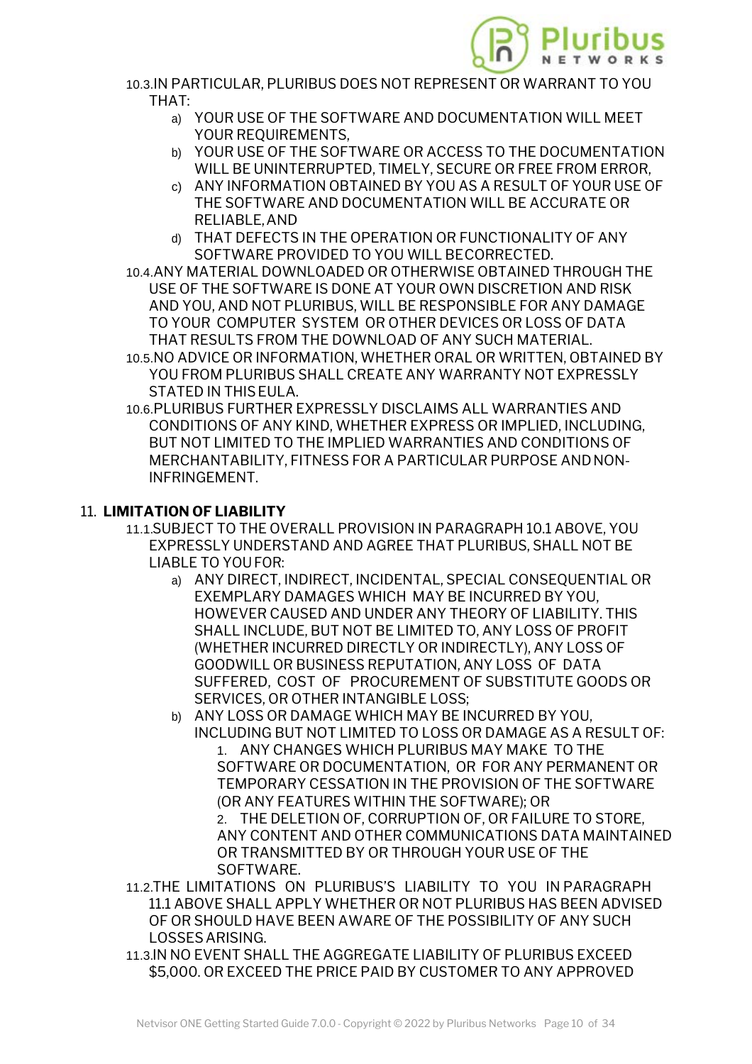10.3. IN PARTICULAR, PLURIBUS DOES NOT REPRESENT OR WARRANT TO YOU THAT:

a) YOUR USE OF THE SOFTWARE AND DOCUMENTATION WILL MEET YOUR REQUIREMENTS,

b) YOUR USE OF THE SOFTWARE OR ACCESS TO THE DOCUMENTATION WILL BE UNINTERRUPTED, TIMELY, SECURE OR FREE FROM ERROR,

c) ANY INFORMATION OBTAINED BY YOU AS A RESULT OF YOUR USE OF THE SOFTWARE AND DOCUMENTATION WILL BE ACCURATE OR RELIABLE, AND

d) THAT DEFECTS IN THE OPERATION OR FUNCTIONALITY OF ANY SOFTWARE PROVIDED TO YOU WILL BE CORRECTED.

10.4. ANY MATERIAL DOWNLOADED OR OTHERWISE OBTAINED THROUGH THE USE OF THE SOFTWARE IS DONE AT YOUR OWN DISCRETION AND RISK AND YOU, AND NOT PLURIBUS, WILL BE RESPONSIBLE FOR ANY DAMAGE TO YOUR COMPUTER SYSTEM OR OTHER DEVICES OR LOSS OF DATA THAT RESULTS FROM THE DOWNLOAD OF ANY SUCH MATERIAL.

10.5. NO ADVICE OR INFORMATION, WHETHER ORAL OR WRITTEN, OBTAINED BY YOU FROM PLURIBUS SHALL CREATE ANY WARRANTY NOT EXPRESSLY STATED IN THIS EULA.

10.6. PLURIBUS FURTHER EXPRESSLY DISCLAIMS ALL WARRANTIES AND CONDITIONS OF ANY KIND, WHETHER EXPRESS OR IMPLIED, INCLUDING, BUT NOT LIMITED TO THE IMPLIED WARRANTIES AND CONDITIONS OF MERCHANTABILITY, FITNESS FOR A PARTICULAR PURPOSE AND NON-INFRINGEMENT.

## 11. LIMITATION OF LIABILITY

11.1. SUBJECT TO THE OVERALL PROVISION IN PARAGRAPH 10.1 ABOVE, YOU EXPRESSLY UNDERSTAND AND AGREE THAT PLURIBUS, SHALL NOT BE LIABLE TO YOU FOR:

a) ANY DIRECT, INDIRECT, INCIDENTAL, SPECIAL CONSEQUENTIAL OR EXEMPLARY DAMAGES WHICH MAY BE INCURRED BY YOU, HOWEVER CAUSED AND UNDER ANY THEORY OF LIABILITY. THIS SHALL INCLUDE, BUT NOT BE LIMITED TO, ANY LOSS OF PROFIT (WHETHER INCURRED DIRECTLY OR INDIRECTLY), ANY LOSS OF GOODWILL OR BUSINESS REPUTATION, ANY LOSS OF DATA SUFFERED, COST OF PROCUREMENT OF SUBSTITUTE GOODS OR SERVICES, OR OTHER INTANGIBLE LOSS;

b) ANY LOSS OR DAMAGE WHICH MAY BE INCURRED BY YOU, INCLUDING BUT NOT LIMITED TO LOSS OR DAMAGE AS A RESULT OF:

1. ANY CHANGES WHICH PLURIBUS MAY MAKE TO THE SOFTWARE OR DOCUMENTATION, OR FOR ANY PERMANENT OR TEMPORARY CESSATION IN THE PROVISION OF THE SOFTWARE (OR ANY FEATURES WITHIN THE SOFTWARE); OR
2. THE DELETION OF, CORRUPTION OF, OR FAILURE TO STORE, ANY CONTENT AND OTHER COMMUNICATIONS DATA MAINTAINED OR TRANSMITTED BY OR THROUGH YOUR USE OF THE SOFTWARE.

11.2. THE LIMITATIONS ON PLURIBUS'S LIABILITY TO YOU IN PARAGRAPH 11.1 ABOVE SHALL APPLY WHETHER OR NOT PLURIBUS HAS BEEN ADVISED OF OR SHOULD HAVE BEEN AWARE OF THE POSSIBILITY OF ANY SUCH LOSSES ARISING.

11.3. IN NO EVENT SHALL THE AGGREGATE LIABILITY OF PLURIBUS EXCEED $5,000. OR EXCEED THE PRICE PAID BY CUSTOMER TO ANY APPROVED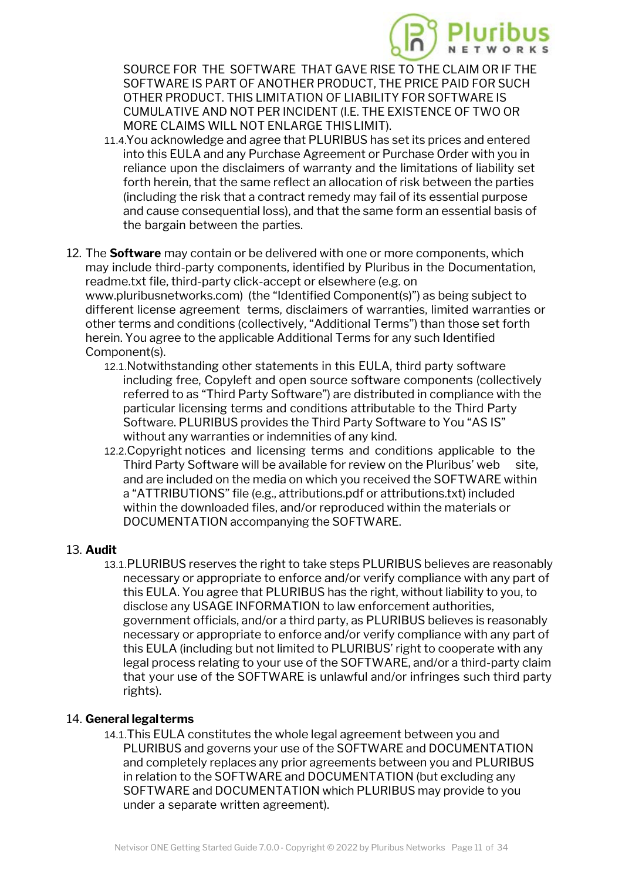SOURCE FOR THE SOFTWARE THAT GAVE RISE TO THE CLAIM OR IF THE SOFTWARE IS PART OF ANOTHER PRODUCT, THE PRICE PAID FOR SUCH OTHER PRODUCT. THIS LIMITATION OF LIABILITY FOR SOFTWARE IS CUMULATIVE AND NOT PER INCIDENT (I.E. THE EXISTENCE OF TWO OR MORE CLAIMS WILL NOT ENLARGE THIS LIMIT).

11.4. You acknowledge and agree that PLURIBUS has set its prices and entered into this EULA and any Purchase Agreement or Purchase Order with you in reliance upon the disclaimers of warranty and the limitations of liability set forth herein, that the same reflect an allocation of risk between the parties (including the risk that a contract remedy may fail of its essential purpose and cause consequential loss), and that the same form an essential basis of the bargain between the parties.

12. The **Software** may contain or be delivered with one or more components, which may include third-party components, identified by Pluribus in the Documentation, readme.txt file, third-party click-accept or elsewhere (e.g. on www.pluribusnetworks.com) (the "Identified Component(s)") as being subject to different license agreement terms, disclaimers of warranties, limited warranties or other terms and conditions (collectively, "Additional Terms") than those set forth herein. You agree to the applicable Additional Terms for any such Identified Component(s).

    12.1. Notwithstanding other statements in this EULA, third party software including free, Copyleft and open source software components (collectively referred to as "Third Party Software") are distributed in compliance with the particular licensing terms and conditions attributable to the Third Party Software. PLURIBUS provides the Third Party Software to You "AS IS" without any warranties or indemnities of any kind.

    12.2. Copyright notices and licensing terms and conditions applicable to the Third Party Software will be available for review on the Pluribus' web site, and are included on the media on which you received the SOFTWARE within a "ATTRIBUTIONS" file (e.g., attributions.pdf or attributions.txt) included within the downloaded files, and/or reproduced within the materials or DOCUMENTATION accompanying the SOFTWARE.

13. **Audit**

    13.1. PLURIBUS reserves the right to take steps PLURIBUS believes are reasonably necessary or appropriate to enforce and/or verify compliance with any part of this EULA. You agree that PLURIBUS has the right, without liability to you, to disclose any USAGE INFORMATION to law enforcement authorities, government officials, and/or a third party, as PLURIBUS believes is reasonably necessary or appropriate to enforce and/or verify compliance with any part of this EULA (including but not limited to PLURIBUS' right to cooperate with any legal process relating to your use of the SOFTWARE, and/or a third-party claim that your use of the SOFTWARE is unlawful and/or infringes such third party rights).

14. **General legal terms**

    14.1. This EULA constitutes the whole legal agreement between you and PLURIBUS and governs your use of the SOFTWARE and DOCUMENTATION and completely replaces any prior agreements between you and PLURIBUS in relation to the SOFTWARE and DOCUMENTATION (but excluding any SOFTWARE and DOCUMENTATION which PLURIBUS may provide to you under a separate written agreement).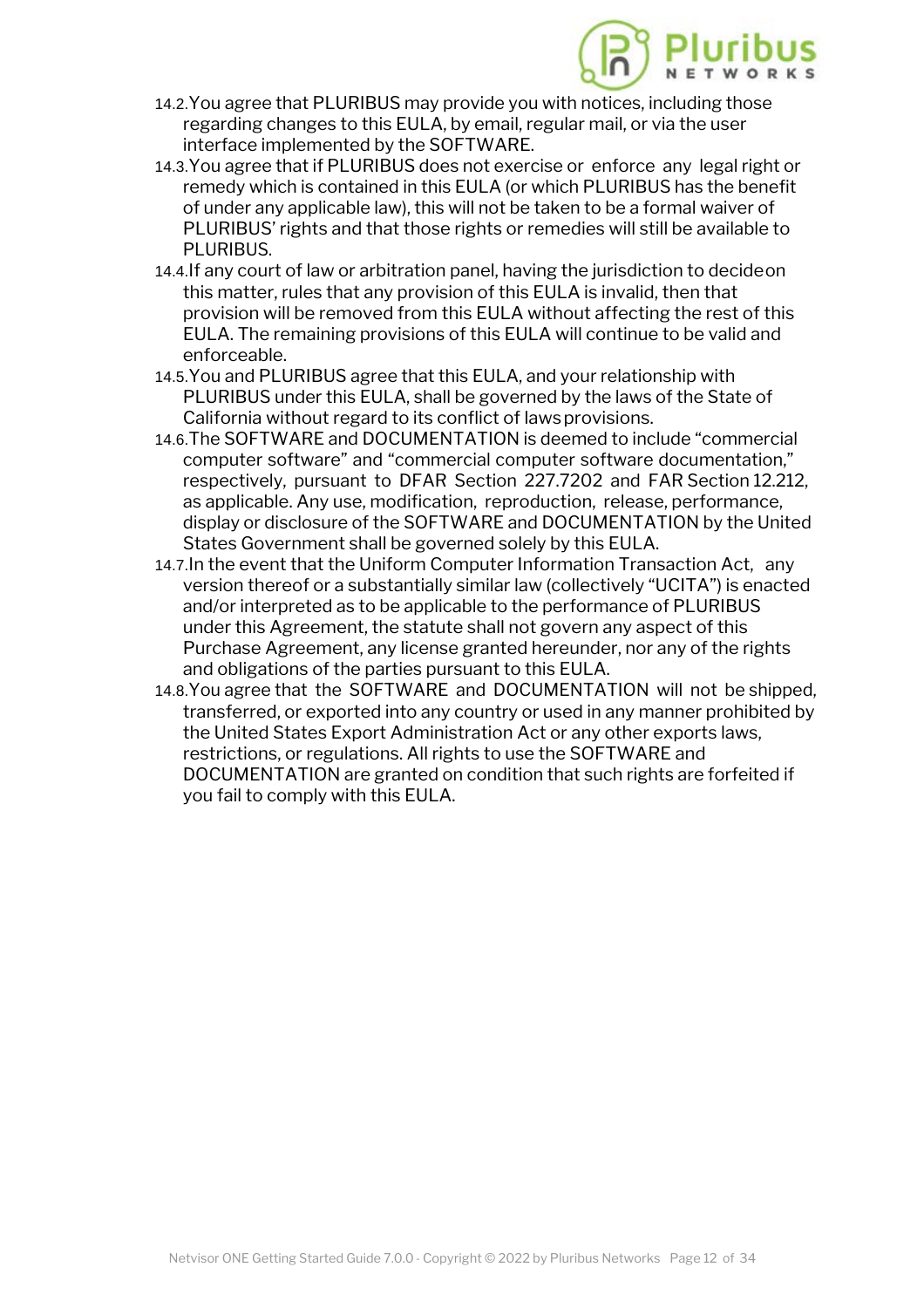14.2. You agree that PLURIBUS may provide you with notices, including those regarding changes to this EULA, by email, regular mail, or via the user interface implemented by the SOFTWARE.

14.3. You agree that if PLURIBUS does not exercise or enforce any legal right or remedy which is contained in this EULA (or which PLURIBUS has the benefit of under any applicable law), this will not be taken to be a formal waiver of PLURIBUS' rights and that those rights or remedies will still be available to PLURIBUS.

14.4. If any court of law or arbitration panel, having the jurisdiction to decide on this matter, rules that any provision of this EULA is invalid, then that provision will be removed from this EULA without affecting the rest of this EULA. The remaining provisions of this EULA will continue to be valid and enforceable.

14.5. You and PLURIBUS agree that this EULA, and your relationship with PLURIBUS under this EULA, shall be governed by the laws of the State of California without regard to its conflict of laws provisions.

14.6. The SOFTWARE and DOCUMENTATION is deemed to include "commercial computer software" and "commercial computer software documentation," respectively, pursuant to DFAR Section 227.7202 and FAR Section 12.212, as applicable. Any use, modification, reproduction, release, performance, display or disclosure of the SOFTWARE and DOCUMENTATION by the United States Government shall be governed solely by this EULA.

14.7. In the event that the Uniform Computer Information Transaction Act, any version thereof or a substantially similar law (collectively "UCITA") is enacted and/or interpreted as to be applicable to the performance of PLURIBUS under this Agreement, the statute shall not govern any aspect of this Purchase Agreement, any license granted hereunder, nor any of the rights and obligations of the parties pursuant to this EULA.

14.8. You agree that the SOFTWARE and DOCUMENTATION will not be shipped, transferred, or exported into any country or used in any manner prohibited by the United States Export Administration Act or any other exports laws, restrictions, or regulations. All rights to use the SOFTWARE and DOCUMENTATION are granted on condition that such rights are forfeited if you fail to comply with this EULA.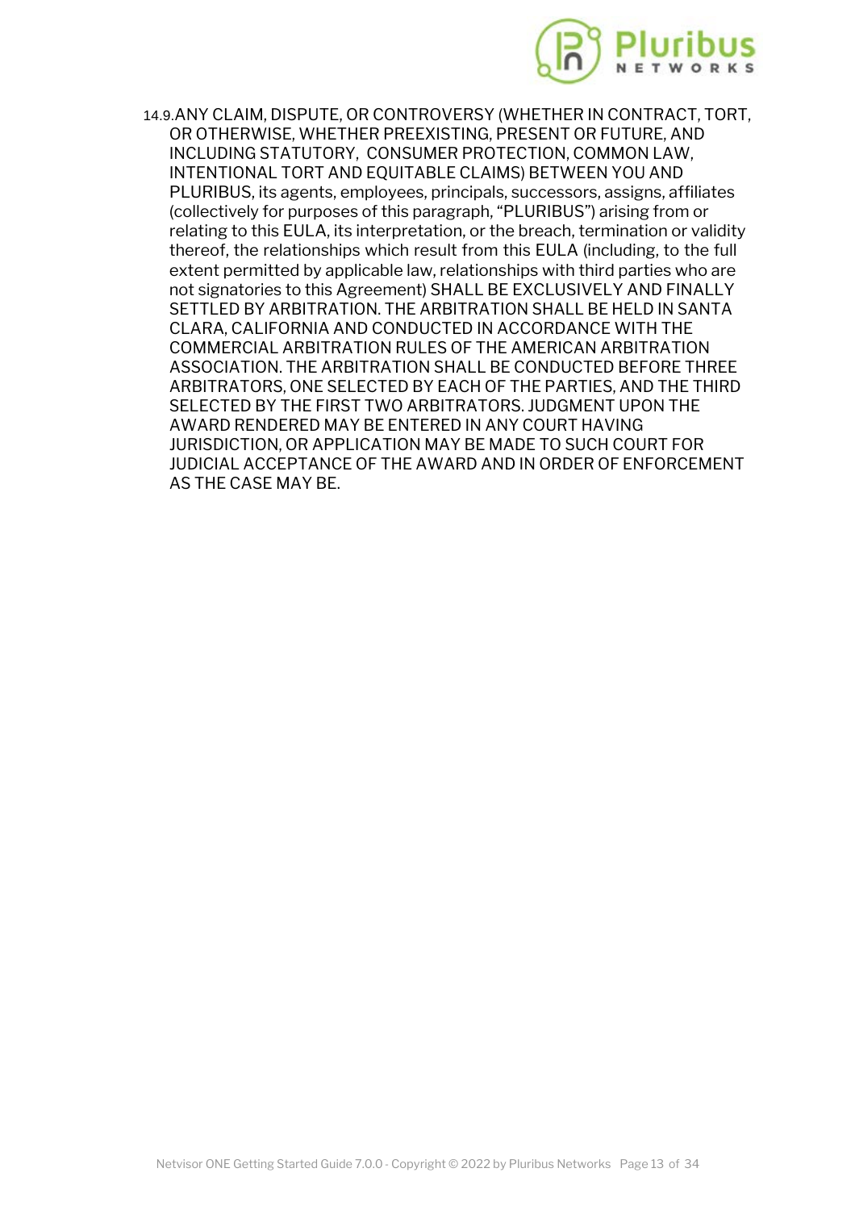14.9. ANY CLAIM, DISPUTE, OR CONTROVERSY (WHETHER IN CONTRACT, TORT, OR OTHERWISE, WHETHER PREEXISTING, PRESENT OR FUTURE, AND INCLUDING STATUTORY, CONSUMER PROTECTION, COMMON LAW, INTENTIONAL TORT AND EQUITABLE CLAIMS) BETWEEN YOU AND PLURIBUS, its agents, employees, principals, successors, assigns, affiliates (collectively for purposes of this paragraph, “PLURIBUS”) arising from or relating to this EULA, its interpretation, or the breach, termination or validity thereof, the relationships which result from this EULA (including, to the full extent permitted by applicable law, relationships with third parties who are not signatories to this Agreement) SHALL BE EXCLUSIVELY AND FINALLY SETTLED BY ARBITRATION. THE ARBITRATION SHALL BE HELD IN SANTA CLARA, CALIFORNIA AND CONDUCTED IN ACCORDANCE WITH THE COMMERCIAL ARBITRATION RULES OF THE AMERICAN ARBITRATION ASSOCIATION. THE ARBITRATION SHALL BE CONDUCTED BEFORE THREE ARBITRATORS, ONE SELECTED BY EACH OF THE PARTIES, AND THE THIRD SELECTED BY THE FIRST TWO ARBITRATORS. JUDGMENT UPON THE AWARD RENDERED MAY BE ENTERED IN ANY COURT HAVING JURISDICTION, OR APPLICATION MAY BE MADE TO SUCH COURT FOR JUDICIAL ACCEPTANCE OF THE AWARD AND IN ORDER OF ENFORCEMENT AS THE CASE MAY BE.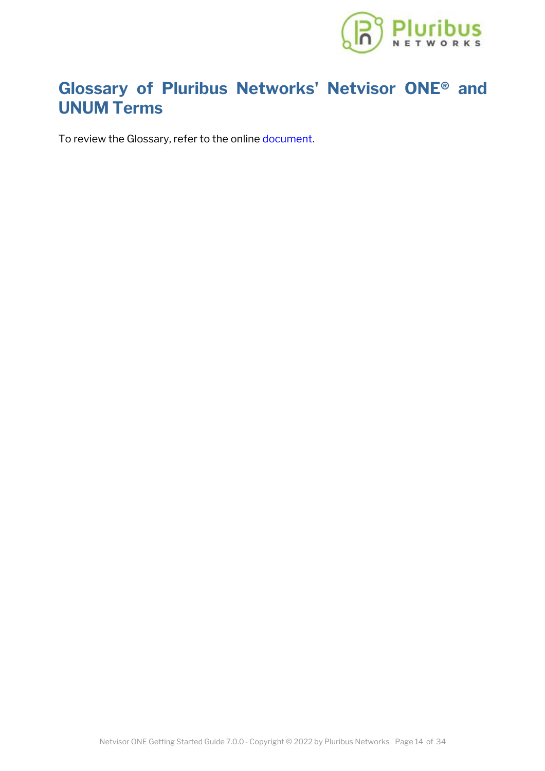# Glossary of Pluribus Networks' Netvisor ONE® and UNUM Terms

To review the Glossary, refer to the online document.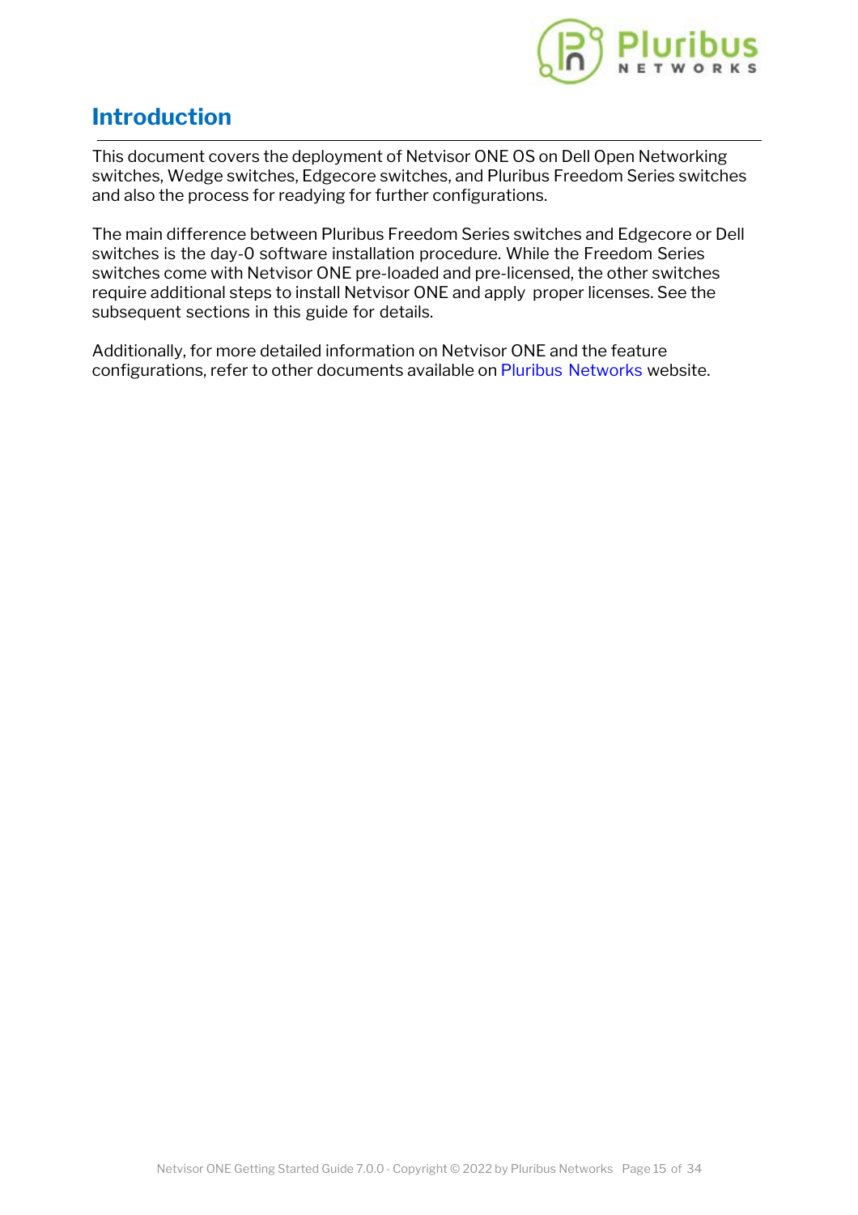# Introduction

This document covers the deployment of Netvisor ONE OS on Dell Open Networking switches, Wedge switches, Edgecore switches, and Pluribus Freedom Series switches and also the process for readying for further configurations.

The main difference between Pluribus Freedom Series switches and Edgecore or Dell switches is the day-0 software installation procedure. While the Freedom Series switches come with Netvisor ONE pre-loaded and pre-licensed, the other switches require additional steps to install Netvisor ONE and apply proper licenses. See the subsequent sections in this guide for details.

Additionally, for more detailed information on Netvisor ONE and the feature configurations, refer to other documents available on Pluribus Networks website.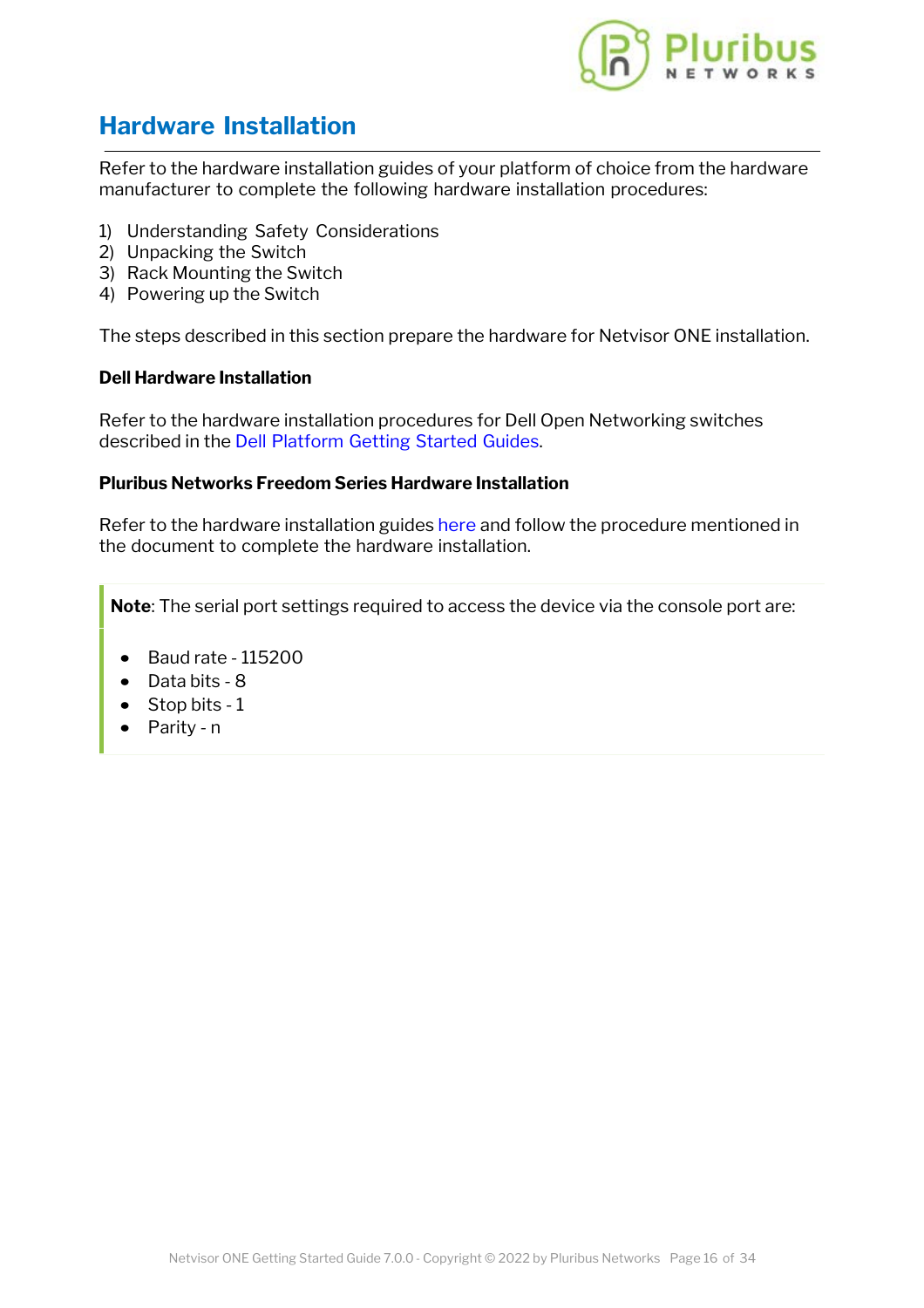# Hardware Installation

Refer to the hardware installation guides of your platform of choice from the hardware manufacturer to complete the following hardware installation procedures:

1) Understanding Safety Considerations
2) Unpacking the Switch
3) Rack Mounting the Switch
4) Powering up the Switch

The steps described in this section prepare the hardware for Netvisor ONE installation.

**Dell Hardware Installation**

Refer to the hardware installation procedures for Dell Open Networking switches described in the Dell Platform Getting Started Guides.

**Pluribus Networks Freedom Series Hardware Installation**

Refer to the hardware installation guides here and follow the procedure mentioned in the document to complete the hardware installation.

> **Note**: The serial port settings required to access the device via the console port are:
>
> - Baud rate - 115200
> - Data bits - 8
> - Stop bits - 1
> - Parity - n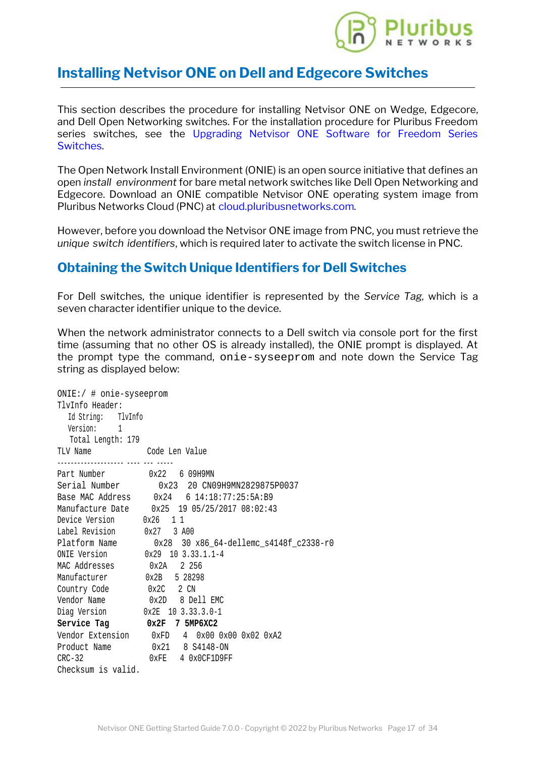## Installing Netvisor ONE on Dell and Edgecore Switches

This section describes the procedure for installing Netvisor ONE on Wedge, Edgecore, and Dell Open Networking switches. For the installation procedure for Pluribus Freedom series switches, see the Upgrading Netvisor ONE Software for Freedom Series Switches.

The Open Network Install Environment (ONIE) is an open source initiative that defines an open *install environment* for bare metal network switches like Dell Open Networking and Edgecore. Download an ONIE compatible Netvisor ONE operating system image from Pluribus Networks Cloud (PNC) at cloud.pluribusnetworks.com.

However, before you download the Netvisor ONE image from PNC, you must retrieve the *unique switch identifiers*, which is required later to activate the switch license in PNC.

### Obtaining the Switch Unique Identifiers for Dell Switches

For Dell switches, the unique identifier is represented by the *Service Tag,* which is a seven character identifier unique to the device.

When the network administrator connects to a Dell switch via console port for the first time (assuming that no other OS is already installed), the ONIE prompt is displayed. At the prompt type the command, `onie-syseeprom` and note down the Service Tag string as displayed below:

```
ONIE:/ # onie-syseeprom
TlvInfo Header:
   Id String:    TlvInfo
   Version:      1
   Total Length: 179
TLV Name             Code Len Value
-------------------- ---- --- -----
Part Number          0x22   6 09H9MN
Serial Number        0x23  20 CN09H9MN2829875P0037
Base MAC Address     0x24   6 14:18:77:25:5A:B9
Manufacture Date     0x25  19 05/25/2017 08:02:43
Device Version       0x26   1 1
Label Revision       0x27   3 A00
Platform Name        0x28  30 x86_64-dellemc_s4148f_c2338-r0
ONIE Version         0x29  10 3.33.1.1-4
MAC Addresses        0x2A   2 256
Manufacturer         0x2B   5 28298
Country Code         0x2C   2 CN
Vendor Name          0x2D   8 Dell EMC
Diag Version         0x2E  10 3.33.3.0-1
Service Tag          0x2F   7 5MP6XC2
Vendor Extension     0xFD   4 0x00 0x00 0x02 0xA2
Product Name         0x21   8 S4148-ON
CRC-32               0xFE   4 0x0CF1D9FF
Checksum is valid.
```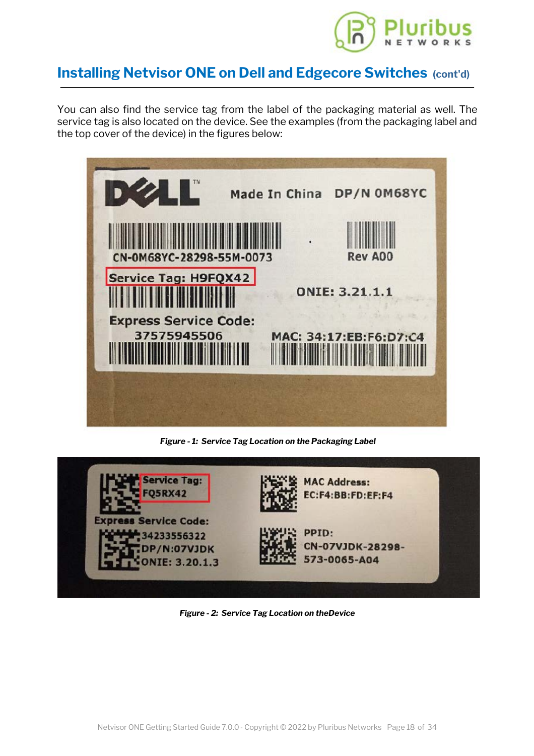## Installing Netvisor ONE on Dell and Edgecore Switches (cont'd)

You can also find the service tag from the label of the packaging material as well. The service tag is also located on the device. See the examples (from the packaging label and the top cover of the device) in the figures below:

*Figure - 1: Service Tag Location on the Packaging Label*

*Figure - 2: Service Tag Location on theDevice*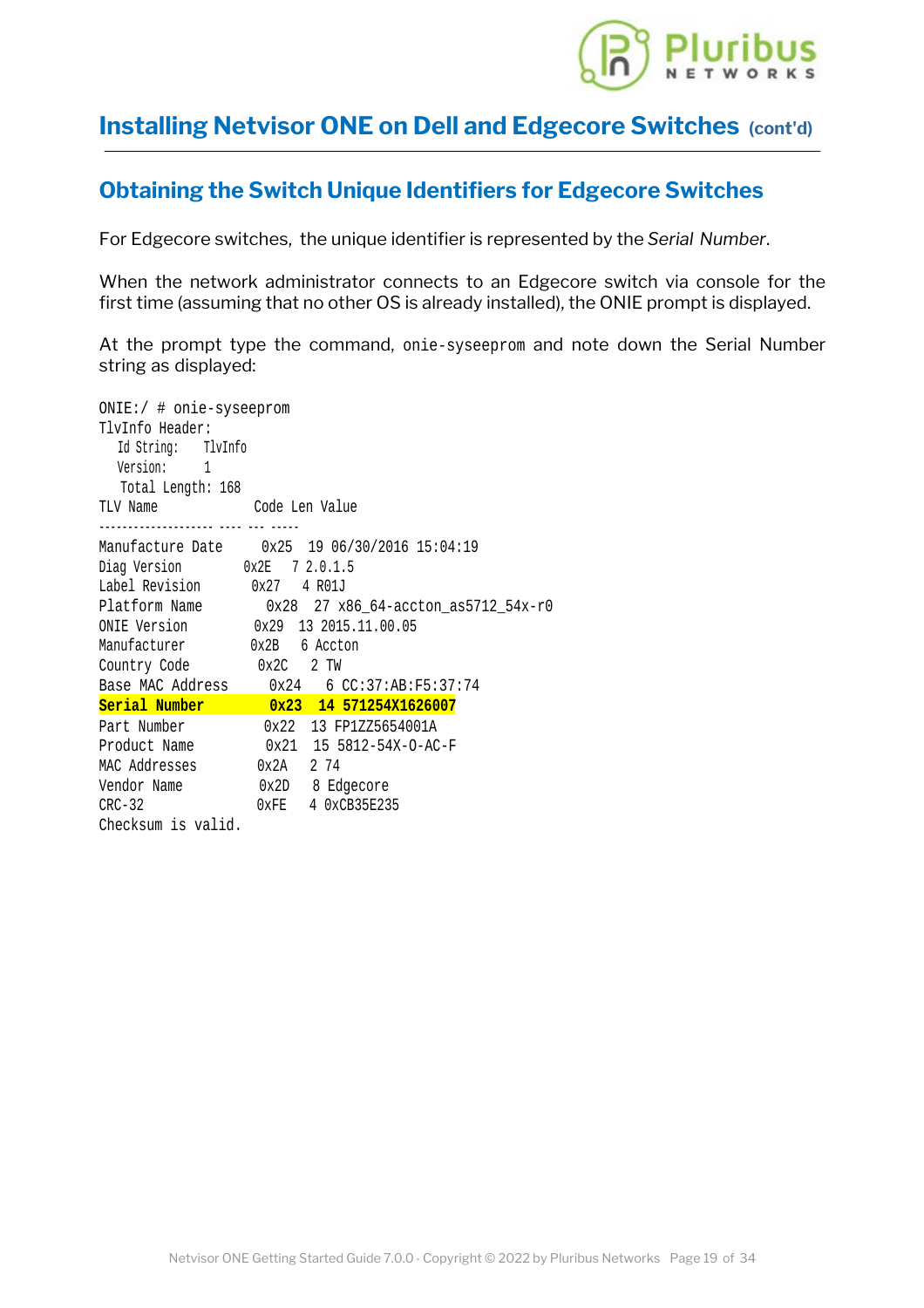## Installing Netvisor ONE on Dell and Edgecore Switches (cont'd)

### Obtaining the Switch Unique Identifiers for Edgecore Switches

For Edgecore switches, the unique identifier is represented by the *Serial Number*.

When the network administrator connects to an Edgecore switch via console for the first time (assuming that no other OS is already installed), the ONIE prompt is displayed.

At the prompt type the command, `onie-syseeprom` and note down the Serial Number string as displayed:

```
ONIE:/ # onie-syseeprom
TlvInfo Header:
   Id String:    TlvInfo
   Version:      1
   Total Length: 168
TLV Name             Code Len Value
-------------------- ---- --- -----
Manufacture Date      0x25  19 06/30/2016 15:04:19
Diag Version         0x2E   7 2.0.1.5
Label Revision        0x27   4 R01J
Platform Name         0x28  27 x86_64-accton_as5712_54x-r0
ONIE Version         0x29  13 2015.11.00.05
Manufacturer         0x2B   6 Accton
Country Code          0x2C   2 TW
Base MAC Address      0x24   6 CC:37:AB:F5:37:74
Serial Number         0x23  14 571254X1626007
Part Number           0x22  13 FP1ZZ5654001A
Product Name          0x21  15 5812-54X-O-AC-F
MAC Addresses        0x2A   2 74
Vendor Name           0x2D   8 Edgecore
CRC-32               0xFE   4 0xCB35E235
Checksum is valid.
```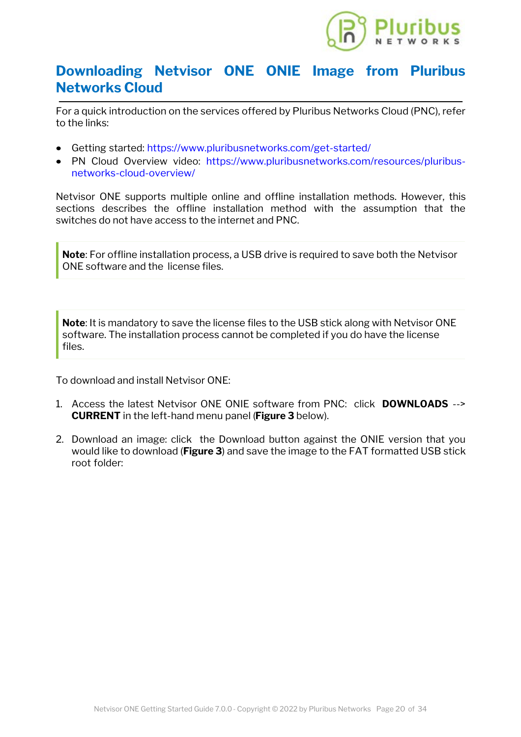## Downloading Netvisor ONE ONIE Image from Pluribus Networks Cloud

For a quick introduction on the services offered by Pluribus Networks Cloud (PNC), refer to the links:

- Getting started: https://www.pluribusnetworks.com/get-started/
- PN Cloud Overview video: https://www.pluribusnetworks.com/resources/pluribus-networks-cloud-overview/

Netvisor ONE supports multiple online and offline installation methods. However, this sections describes the offline installation method with the assumption that the switches do not have access to the internet and PNC.

> **Note**: For offline installation process, a USB drive is required to save both the Netvisor ONE software and the license files.

> **Note**: It is mandatory to save the license files to the USB stick along with Netvisor ONE software. The installation process cannot be completed if you do have the license files.

To download and install Netvisor ONE:

1. Access the latest Netvisor ONE ONIE software from PNC: click **DOWNLOADS** --> **CURRENT** in the left-hand menu panel (**Figure 3** below).

2. Download an image: click the Download button against the ONIE version that you would like to download (**Figure 3**) and save the image to the FAT formatted USB stick root folder: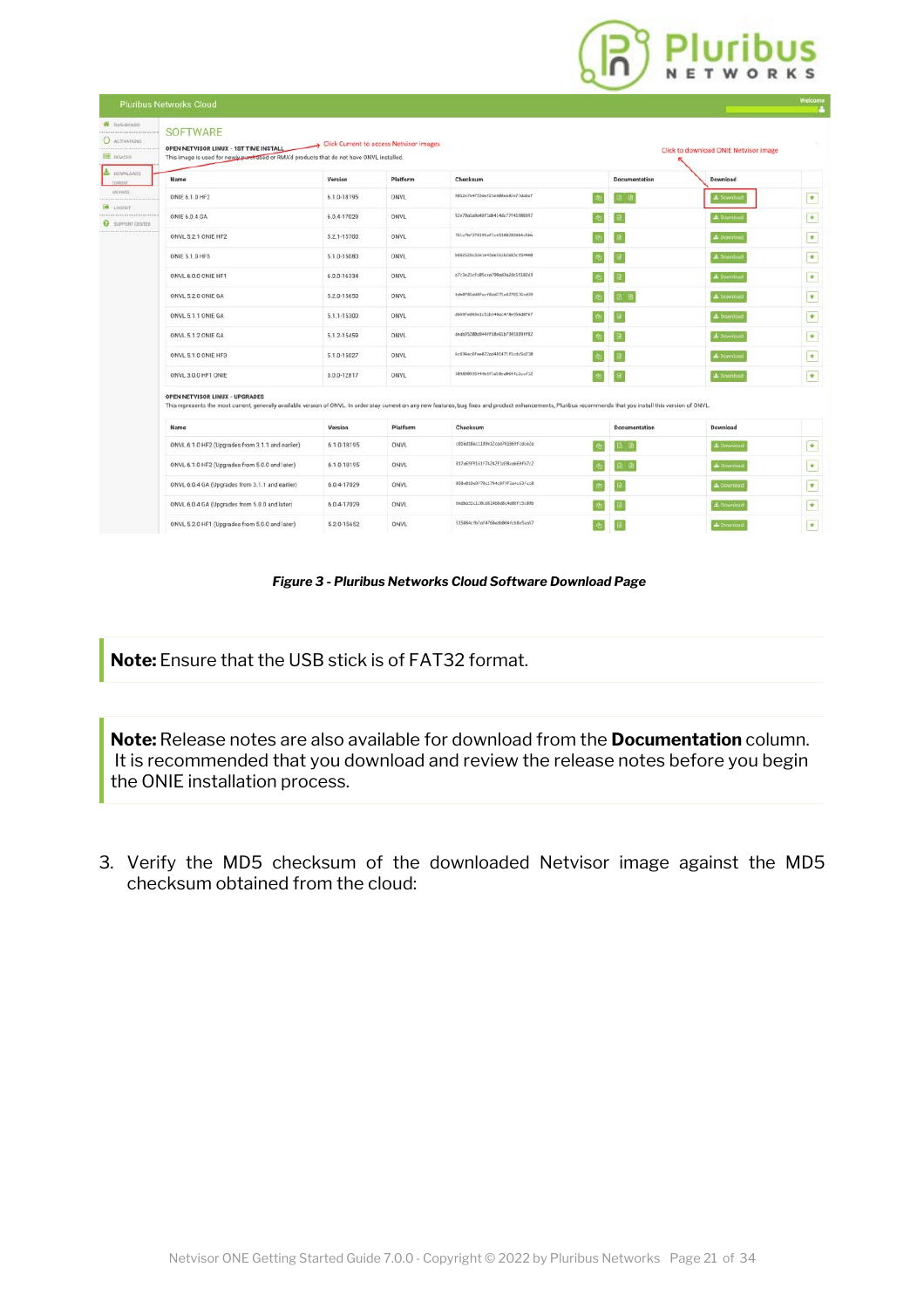*Figure 3 - Pluribus Networks Cloud Software Download Page*

**Note:** Ensure that the USB stick is of FAT32 format.

**Note:** Release notes are also available for download from the **Documentation** column. It is recommended that you download and review the release notes before you begin the ONIE installation process.

3. Verify the MD5 checksum of the downloaded Netvisor image against the MD5 checksum obtained from the cloud: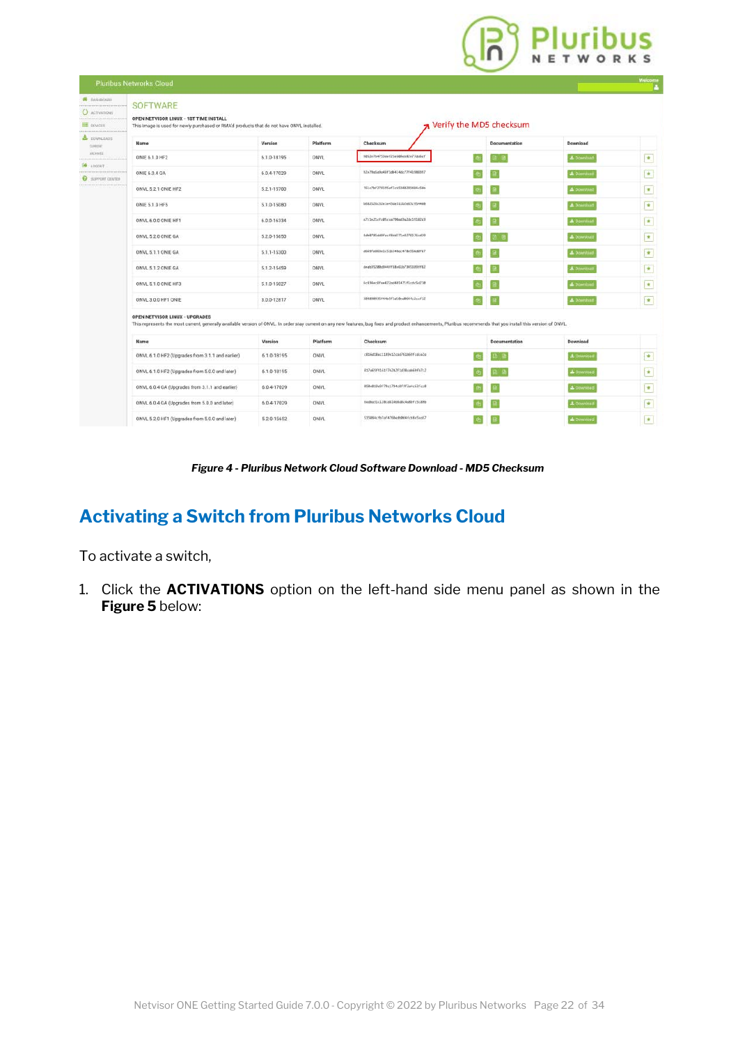*Figure 4 - Pluribus Network Cloud Software Download - MD5 Checksum*

## Activating a Switch from Pluribus Networks Cloud

To activate a switch,

1. Click the **ACTIVATIONS** option on the left-hand side menu panel as shown in the **Figure 5** below: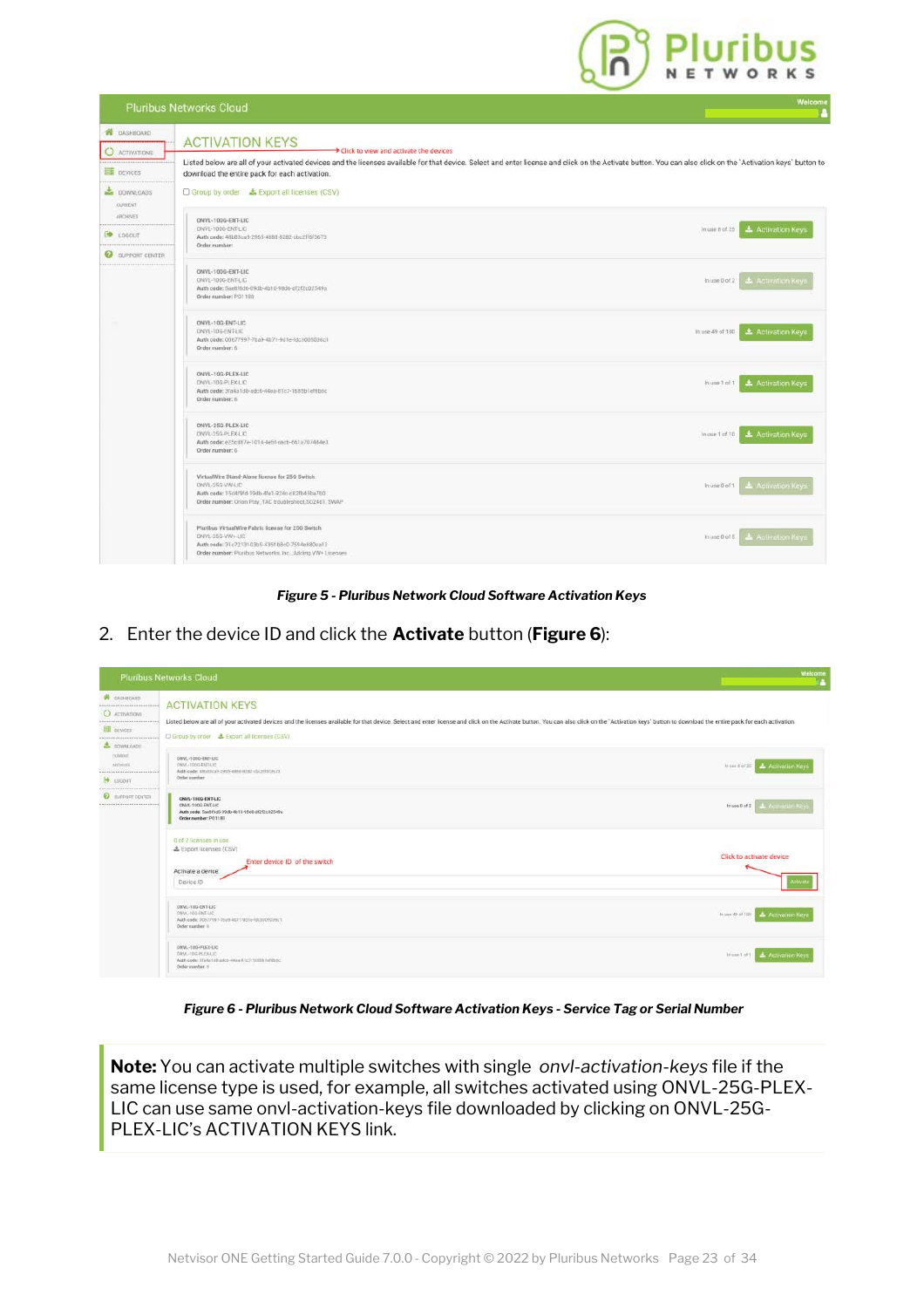**Figure 5 - Pluribus Network Cloud Software Activation Keys**

2. Enter the device ID and click the **Activate** button (**Figure 6**):

**Figure 6 - Pluribus Network Cloud Software Activation Keys - Service Tag or Serial Number**

**Note:** You can activate multiple switches with single *onvl-activation-keys* file if the same license type is used, for example, all switches activated using ONVL-25G-PLEX-LIC can use same onvl-activation-keys file downloaded by clicking on ONVL-25G-PLEX-LIC's ACTIVATION KEYS link.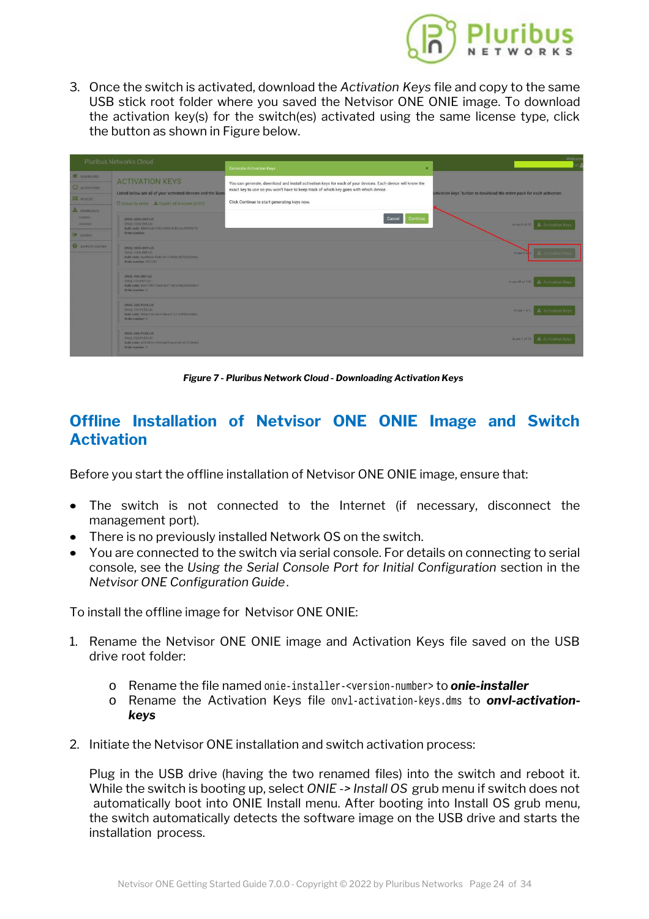3. Once the switch is activated, download the *Activation Keys* file and copy to the same USB stick root folder where you saved the Netvisor ONE ONIE image. To download the activation key(s) for the switch(es) activated using the same license type, click the button as shown in Figure below.

***Figure 7 - Pluribus Network Cloud - Downloading Activation Keys***

## Offline Installation of Netvisor ONE ONIE Image and Switch Activation

Before you start the offline installation of Netvisor ONE ONIE image, ensure that:

- The switch is not connected to the Internet (if necessary, disconnect the management port).
- There is no previously installed Network OS on the switch.
- You are connected to the switch via serial console. For details on connecting to serial console, see the *Using the Serial Console Port for Initial Configuration* section in the *Netvisor ONE Configuration Guide*.

To install the offline image for Netvisor ONE ONIE:

1. Rename the Netvisor ONE ONIE image and Activation Keys file saved on the USB drive root folder:

    - Rename the file named `onie-installer-<version-number>` to ***onie-installer***
    - Rename the Activation Keys file `onvl-activation-keys.dms` to ***onvl-activation-keys***

2. Initiate the Netvisor ONE installation and switch activation process:

    Plug in the USB drive (having the two renamed files) into the switch and reboot it. While the switch is booting up, select *ONIE -> Install OS* grub menu if switch does not automatically boot into ONIE Install menu. After booting into Install OS grub menu, the switch automatically detects the software image on the USB drive and starts the installation process.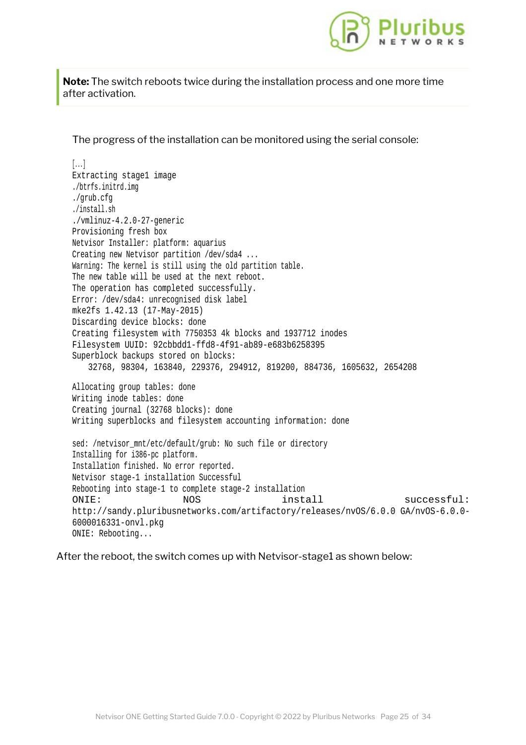**Note:** The switch reboots twice during the installation process and one more time after activation.

The progress of the installation can be monitored using the serial console:

```
[...]
Extracting stage1 image
./btrfs.initrd.img
./grub.cfg
./install.sh
./vmlinuz-4.2.0-27-generic
Provisioning fresh box
Netvisor Installer: platform: aquarius
Creating new Netvisor partition /dev/sda4 ...
Warning: The kernel is still using the old partition table.
The new table will be used at the next reboot.
The operation has completed successfully.
Error: /dev/sda4: unrecognised disk label
mke2fs 1.42.13 (17-May-2015)
Discarding device blocks: done
Creating filesystem with 7750353 4k blocks and 1937712 inodes
Filesystem UUID: 92cbbdd1-ffd8-4f91-ab89-e683b6258395
Superblock backups stored on blocks:
    32768, 98304, 163840, 229376, 294912, 819200, 884736, 1605632, 2654208

Allocating group tables: done
Writing inode tables: done
Creating journal (32768 blocks): done
Writing superblocks and filesystem accounting information: done

sed: /netvisor_mnt/etc/default/grub: No such file or directory
Installing for i386-pc platform.
Installation finished. No error reported.
Netvisor stage-1 installation Successful
Rebooting into stage-1 to complete stage-2 installation
ONIE: NOS install successful:
http://sandy.pluribusnetworks.com/artifactory/releases/nvOS/6.0.0 GA/nvOS-6.0.0-6000016331-onvl.pkg
ONIE: Rebooting...
```

After the reboot, the switch comes up with Netvisor-stage1 as shown below: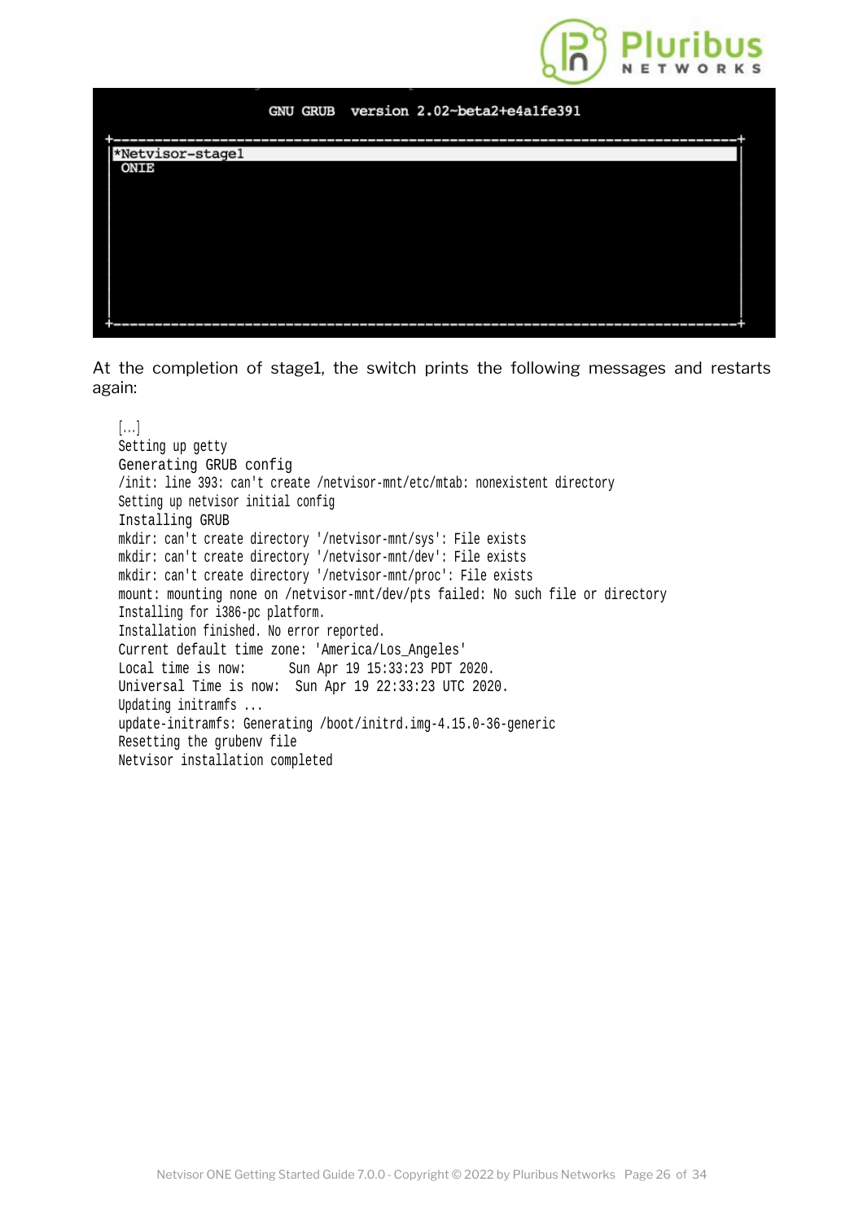```
                    GNU GRUB  version 2.02~beta2+e4a1fe391

+----------------------------------------------------------------------------+
|*Netvisor-stage1                                                            |
| ONIE                                                                       |
|                                                                            |
|                                                                            |
|                                                                            |
|                                                                            |
|                                                                            |
|                                                                            |
|                                                                            |
|                                                                            |
+----------------------------------------------------------------------------+
```

At the completion of stage1, the switch prints the following messages and restarts again:

```
[...]
Setting up getty
Generating GRUB config
/init: line 393: can't create /netvisor-mnt/etc/mtab: nonexistent directory
Setting up netvisor initial config
Installing GRUB
mkdir: can't create directory '/netvisor-mnt/sys': File exists
mkdir: can't create directory '/netvisor-mnt/dev': File exists
mkdir: can't create directory '/netvisor-mnt/proc': File exists
mount: mounting none on /netvisor-mnt/dev/pts failed: No such file or directory
Installing for i386-pc platform.
Installation finished. No error reported.
Current default time zone: 'America/Los_Angeles'
Local time is now:      Sun Apr 19 15:33:23 PDT 2020.
Universal Time is now:  Sun Apr 19 22:33:23 UTC 2020.
Updating initramfs ...
update-initramfs: Generating /boot/initrd.img-4.15.0-36-generic
Resetting the grubenv file
Netvisor installation completed
```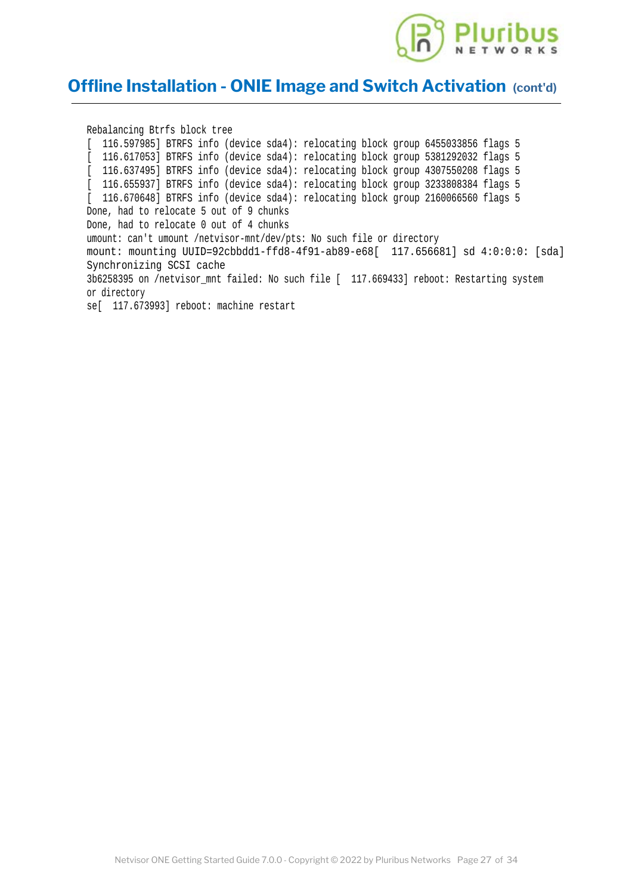## Offline Installation - ONIE Image and Switch Activation (cont'd)

```
Rebalancing Btrfs block tree
[  116.597985] BTRFS info (device sda4): relocating block group 6455033856 flags 5
[  116.617053] BTRFS info (device sda4): relocating block group 5381292032 flags 5
[  116.637495] BTRFS info (device sda4): relocating block group 4307550208 flags 5
[  116.655937] BTRFS info (device sda4): relocating block group 3233808384 flags 5
[  116.670648] BTRFS info (device sda4): relocating block group 2160066560 flags 5
Done, had to relocate 5 out of 9 chunks
Done, had to relocate 0 out of 4 chunks
umount: can't umount /netvisor-mnt/dev/pts: No such file or directory
mount: mounting UUID=92cbbdd1-ffd8-4f91-ab89-e68[  117.656681] sd 4:0:0:0: [sda]
Synchronizing SCSI cache
3b6258395 on /netvisor_mnt failed: No such file [  117.669433] reboot: Restarting system
or directory
se[  117.673993] reboot: machine restart
```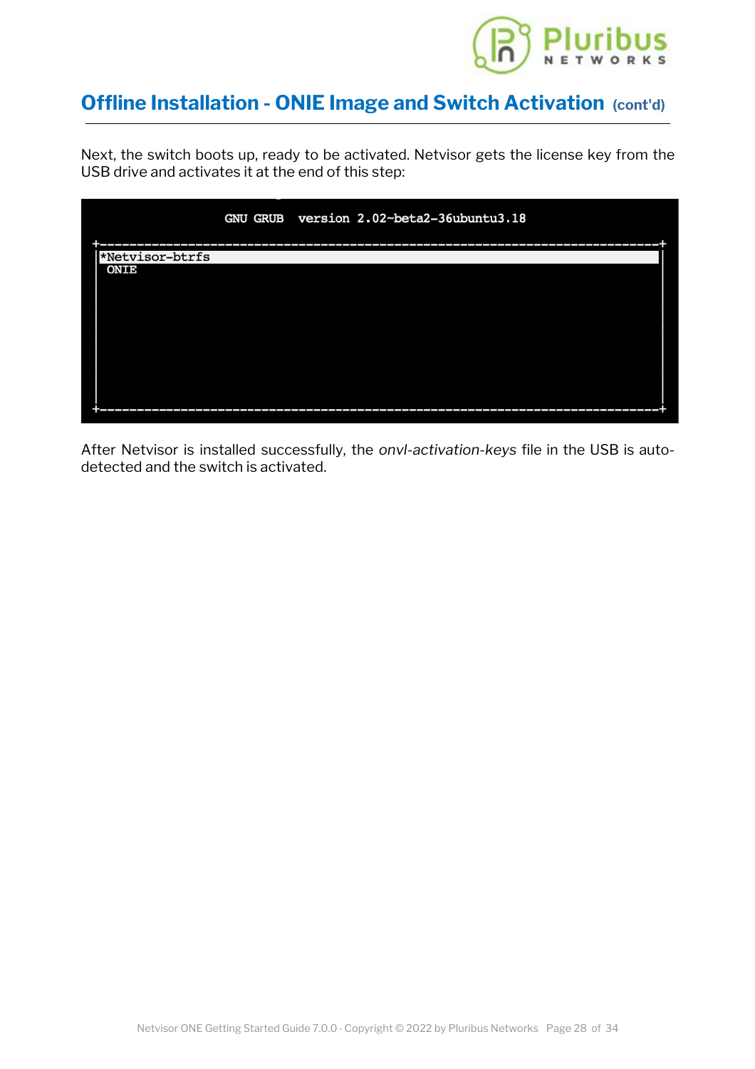## Offline Installation - ONIE Image and Switch Activation (cont'd)

Next, the switch boots up, ready to be activated. Netvisor gets the license key from the USB drive and activates it at the end of this step:

```
                    GNU GRUB  version 2.02-beta2-36ubuntu3.18

+----------------------------------------------------------------------------+
|*Netvisor-btrfs                                                             |
| ONIE                                                                       |
|                                                                            |
|                                                                            |
|                                                                            |
|                                                                            |
|                                                                            |
|                                                                            |
|                                                                            |
+----------------------------------------------------------------------------+
```

After Netvisor is installed successfully, the *onvl-activation-keys* file in the USB is auto-detected and the switch is activated.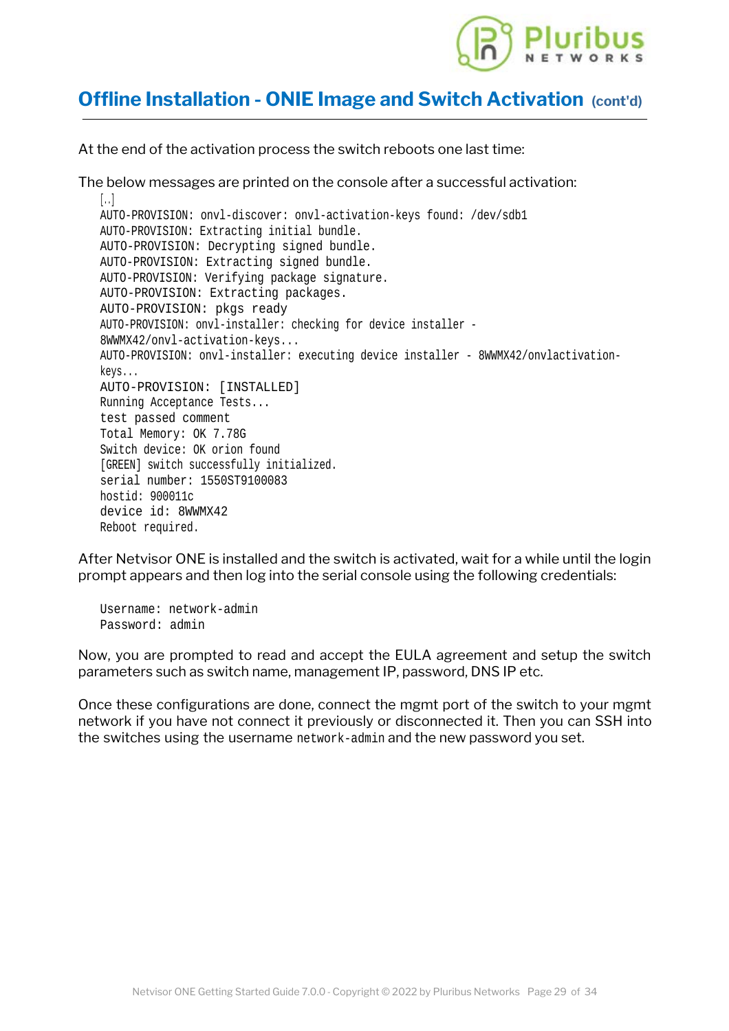## Offline Installation - ONIE Image and Switch Activation (cont'd)

At the end of the activation process the switch reboots one last time:

The below messages are printed on the console after a successful activation:

```
[..]
AUTO-PROVISION: onvl-discover: onvl-activation-keys found: /dev/sdb1
AUTO-PROVISION: Extracting initial bundle.
AUTO-PROVISION: Decrypting signed bundle.
AUTO-PROVISION: Extracting signed bundle.
AUTO-PROVISION: Verifying package signature.
AUTO-PROVISION: Extracting packages.
AUTO-PROVISION: pkgs ready
AUTO-PROVISION: onvl-installer: checking for device installer -
8WWMX42/onvl-activation-keys...
AUTO-PROVISION: onvl-installer: executing device installer - 8WWMX42/onvlactivation-
keys...
AUTO-PROVISION: [INSTALLED]
Running Acceptance Tests...
test passed comment
Total Memory: OK 7.78G
Switch device: OK orion found
[GREEN] switch successfully initialized.
serial number: 1550ST9100083
hostid: 900011c
device id: 8WWMX42
Reboot required.
```

After Netvisor ONE is installed and the switch is activated, wait for a while until the login prompt appears and then log into the serial console using the following credentials:

```
Username: network-admin
Password: admin
```

Now, you are prompted to read and accept the EULA agreement and setup the switch parameters such as switch name, management IP, password, DNS IP etc.

Once these configurations are done, connect the mgmt port of the switch to your mgmt network if you have not connect it previously or disconnected it. Then you can SSH into the switches using the username `network-admin` and the new password you set.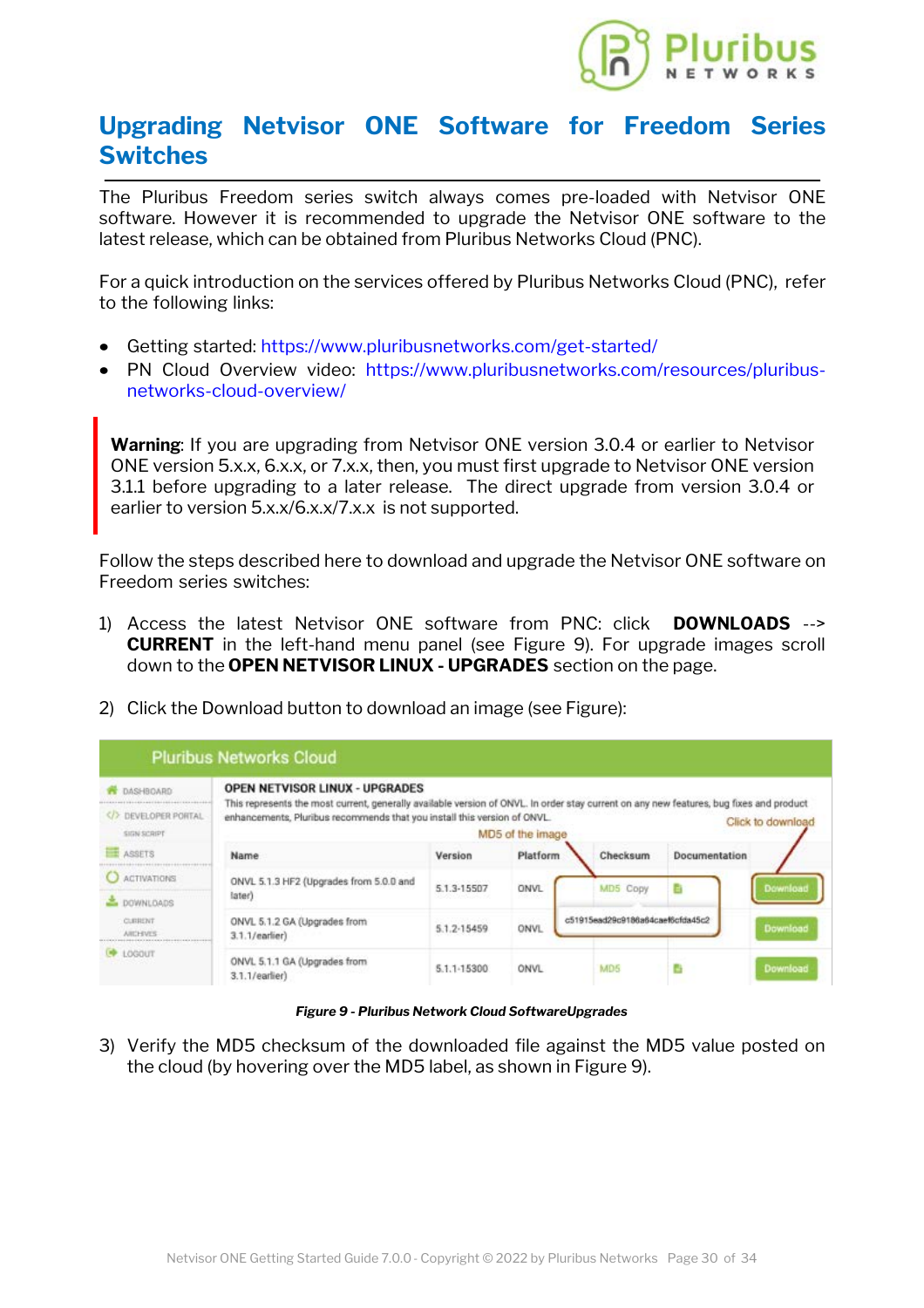# Upgrading Netvisor ONE Software for Freedom Series Switches

The Pluribus Freedom series switch always comes pre-loaded with Netvisor ONE software. However it is recommended to upgrade the Netvisor ONE software to the latest release, which can be obtained from Pluribus Networks Cloud (PNC).

For a quick introduction on the services offered by Pluribus Networks Cloud (PNC), refer to the following links:

- Getting started: https://www.pluribusnetworks.com/get-started/
- PN Cloud Overview video: https://www.pluribusnetworks.com/resources/pluribus-networks-cloud-overview/

**Warning**: If you are upgrading from Netvisor ONE version 3.0.4 or earlier to Netvisor ONE version 5.x.x, 6.x.x, or 7.x.x, then, you must first upgrade to Netvisor ONE version 3.1.1 before upgrading to a later release. The direct upgrade from version 3.0.4 or earlier to version 5.x.x/6.x.x/7.x.x is not supported.

Follow the steps described here to download and upgrade the Netvisor ONE software on Freedom series switches:

1) Access the latest Netvisor ONE software from PNC: click **DOWNLOADS** --> **CURRENT** in the left-hand menu panel (see Figure 9). For upgrade images scroll down to the **OPEN NETVISOR LINUX - UPGRADES** section on the page.

2) Click the Download button to download an image (see Figure):

*Figure 9 - Pluribus Network Cloud SoftwareUpgrades*

3) Verify the MD5 checksum of the downloaded file against the MD5 value posted on the cloud (by hovering over the MD5 label, as shown in Figure 9).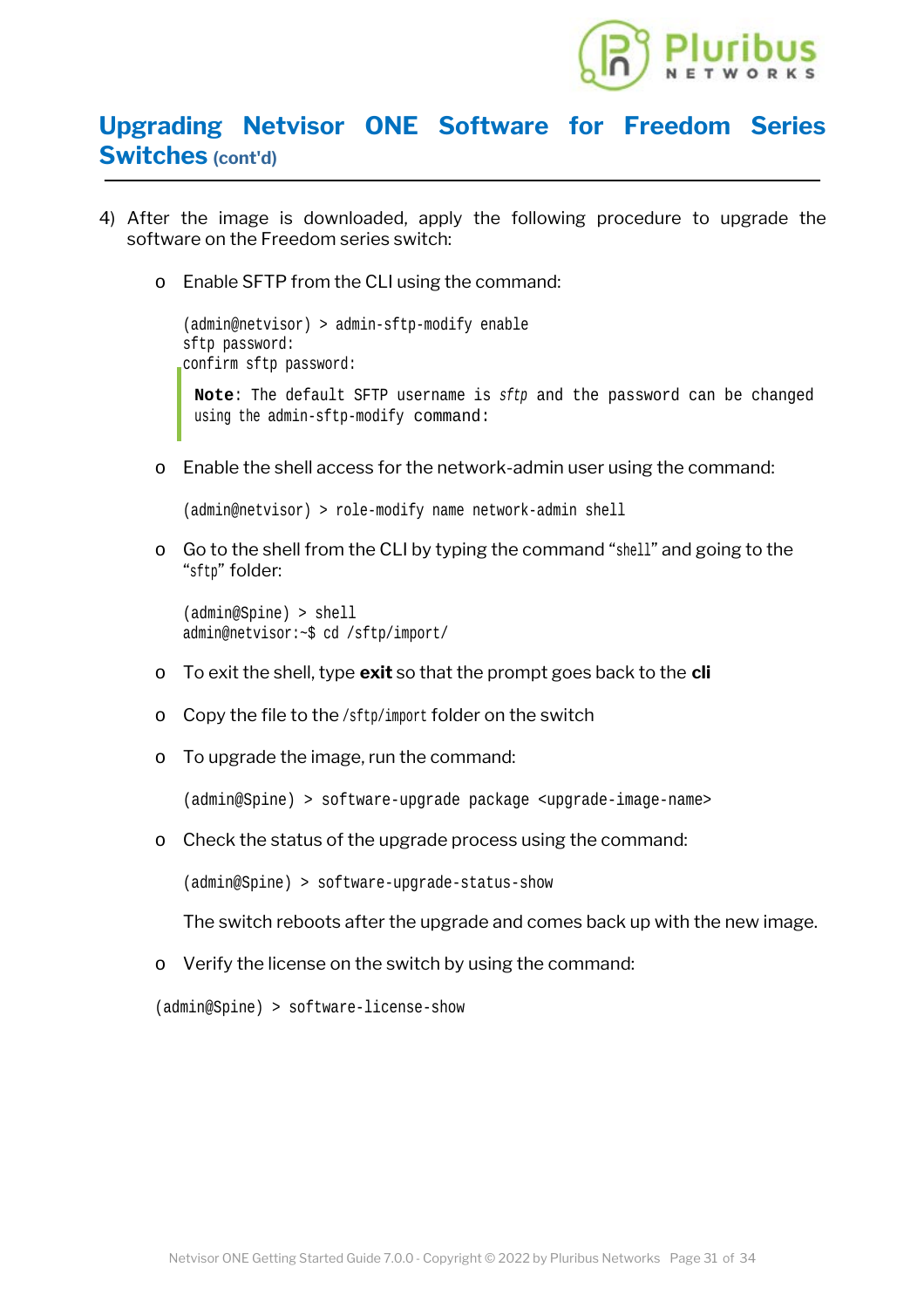## Upgrading Netvisor ONE Software for Freedom Series Switches (cont'd)

4) After the image is downloaded, apply the following procedure to upgrade the software on the Freedom series switch:

   - Enable SFTP from the CLI using the command:

     ```
     (admin@netvisor) > admin-sftp-modify enable
     sftp password:
     confirm sftp password:
     ```

     > **Note**: The default SFTP username is *sftp* and the password can be changed using the `admin-sftp-modify` command:

   - Enable the shell access for the network-admin user using the command:

     ```
     (admin@netvisor) > role-modify name network-admin shell
     ```

   - Go to the shell from the CLI by typing the command "`shell`" and going to the "`sftp`" folder:

     ```
     (admin@Spine) > shell
     admin@netvisor:~$ cd /sftp/import/
     ```

   - To exit the shell, type **exit** so that the prompt goes back to the **cli**

   - Copy the file to the `/sftp/import` folder on the switch

   - To upgrade the image, run the command:

     ```
     (admin@Spine) > software-upgrade package <upgrade-image-name>
     ```

   - Check the status of the upgrade process using the command:

     ```
     (admin@Spine) > software-upgrade-status-show
     ```

     The switch reboots after the upgrade and comes back up with the new image.

   - Verify the license on the switch by using the command:

```
(admin@Spine) > software-license-show
```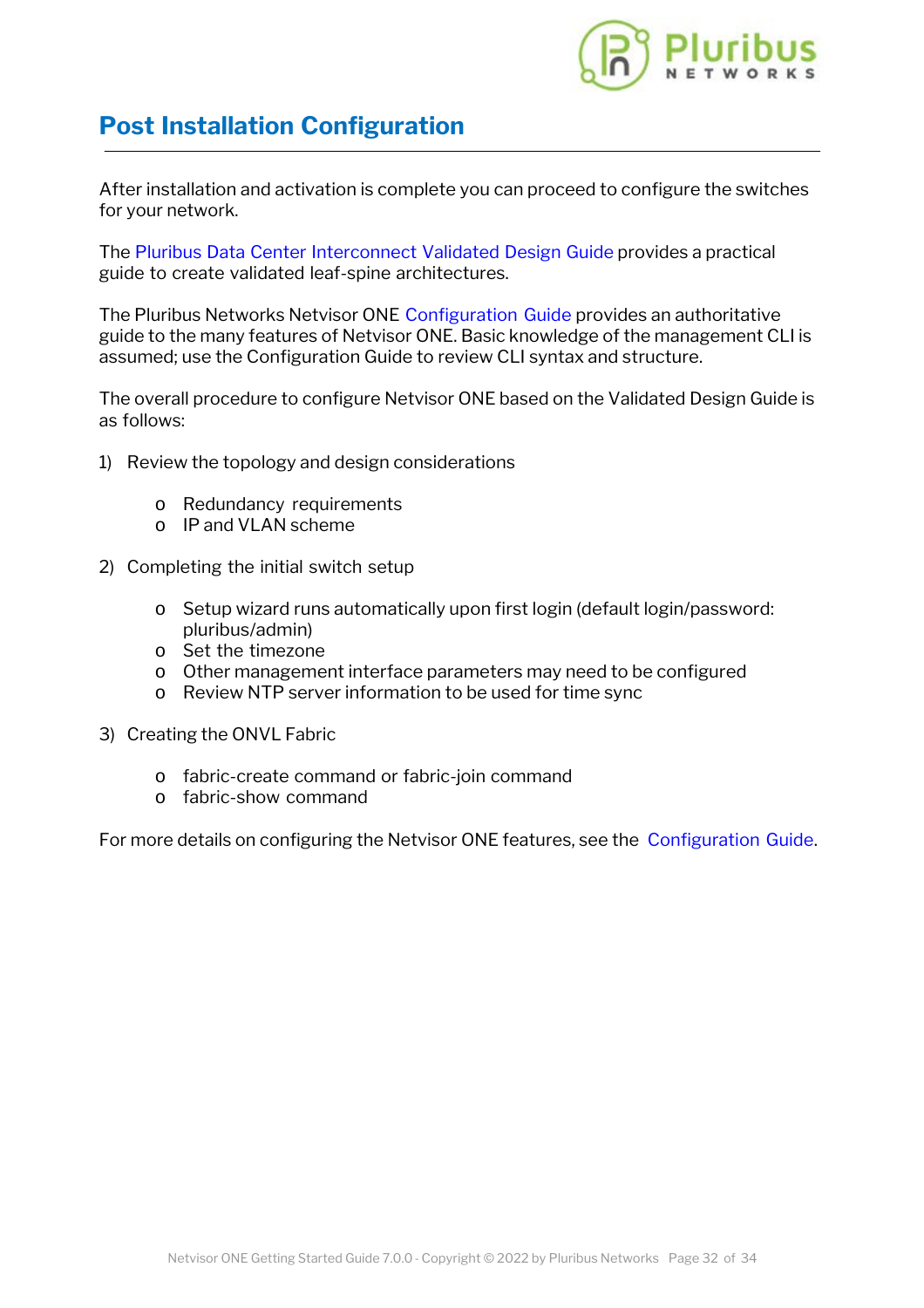# Post Installation Configuration

After installation and activation is complete you can proceed to configure the switches for your network.

The Pluribus Data Center Interconnect Validated Design Guide provides a practical guide to create validated leaf-spine architectures.

The Pluribus Networks Netvisor ONE Configuration Guide provides an authoritative guide to the many features of Netvisor ONE. Basic knowledge of the management CLI is assumed; use the Configuration Guide to review CLI syntax and structure.

The overall procedure to configure Netvisor ONE based on the Validated Design Guide is as follows:

1) Review the topology and design considerations
   - Redundancy requirements
   - IP and VLAN scheme
2) Completing the initial switch setup
   - Setup wizard runs automatically upon first login (default login/password: pluribus/admin)
   - Set the timezone
   - Other management interface parameters may need to be configured
   - Review NTP server information to be used for time sync
3) Creating the ONVL Fabric
   - fabric-create command or fabric-join command
   - fabric-show command

For more details on configuring the Netvisor ONE features, see the Configuration Guide.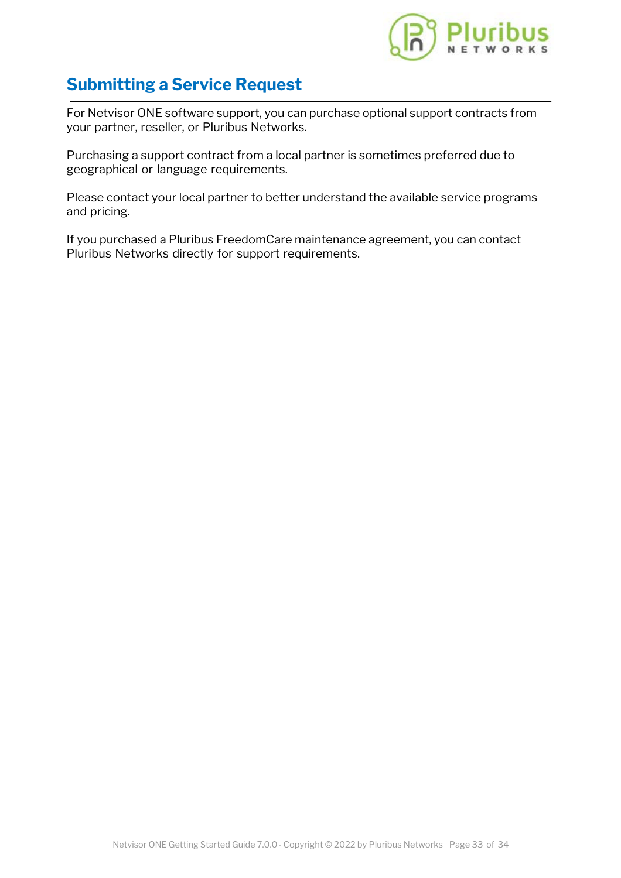# Submitting a Service Request

For Netvisor ONE software support, you can purchase optional support contracts from your partner, reseller, or Pluribus Networks.

Purchasing a support contract from a local partner is sometimes preferred due to geographical or language requirements.

Please contact your local partner to better understand the available service programs and pricing.

If you purchased a Pluribus FreedomCare maintenance agreement, you can contact Pluribus Networks directly for support requirements.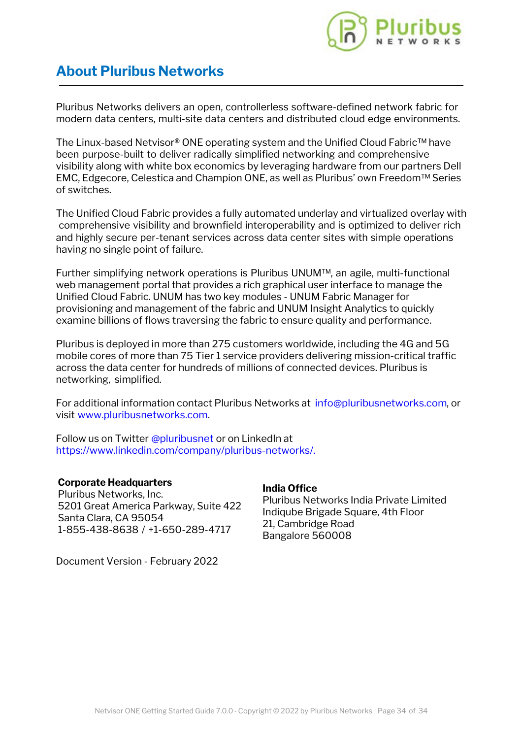## About Pluribus Networks

Pluribus Networks delivers an open, controllerless software-defined network fabric for modern data centers, multi-site data centers and distributed cloud edge environments.

The Linux-based Netvisor® ONE operating system and the Unified Cloud Fabric™ have been purpose-built to deliver radically simplified networking and comprehensive visibility along with white box economics by leveraging hardware from our partners Dell EMC, Edgecore, Celestica and Champion ONE, as well as Pluribus' own Freedom™ Series of switches.

The Unified Cloud Fabric provides a fully automated underlay and virtualized overlay with comprehensive visibility and brownfield interoperability and is optimized to deliver rich and highly secure per-tenant services across data center sites with simple operations having no single point of failure.

Further simplifying network operations is Pluribus UNUM™, an agile, multi-functional web management portal that provides a rich graphical user interface to manage the Unified Cloud Fabric. UNUM has two key modules - UNUM Fabric Manager for provisioning and management of the fabric and UNUM Insight Analytics to quickly examine billions of flows traversing the fabric to ensure quality and performance.

Pluribus is deployed in more than 275 customers worldwide, including the 4G and 5G mobile cores of more than 75 Tier 1 service providers delivering mission-critical traffic across the data center for hundreds of millions of connected devices. Pluribus is networking, simplified.

For additional information contact Pluribus Networks at info@pluribusnetworks.com, or visit www.pluribusnetworks.com.

Follow us on Twitter @pluribusnet or on LinkedIn at https://www.linkedin.com/company/pluribus-networks/.

**Corporate Headquarters**
Pluribus Networks, Inc.
5201 Great America Parkway, Suite 422
Santa Clara, CA 95054
1-855-438-8638 / +1-650-289-4717

**India Office**
Pluribus Networks India Private Limited
Indiqube Brigade Square, 4th Floor
21, Cambridge Road
Bangalore 560008

Document Version - February 2022